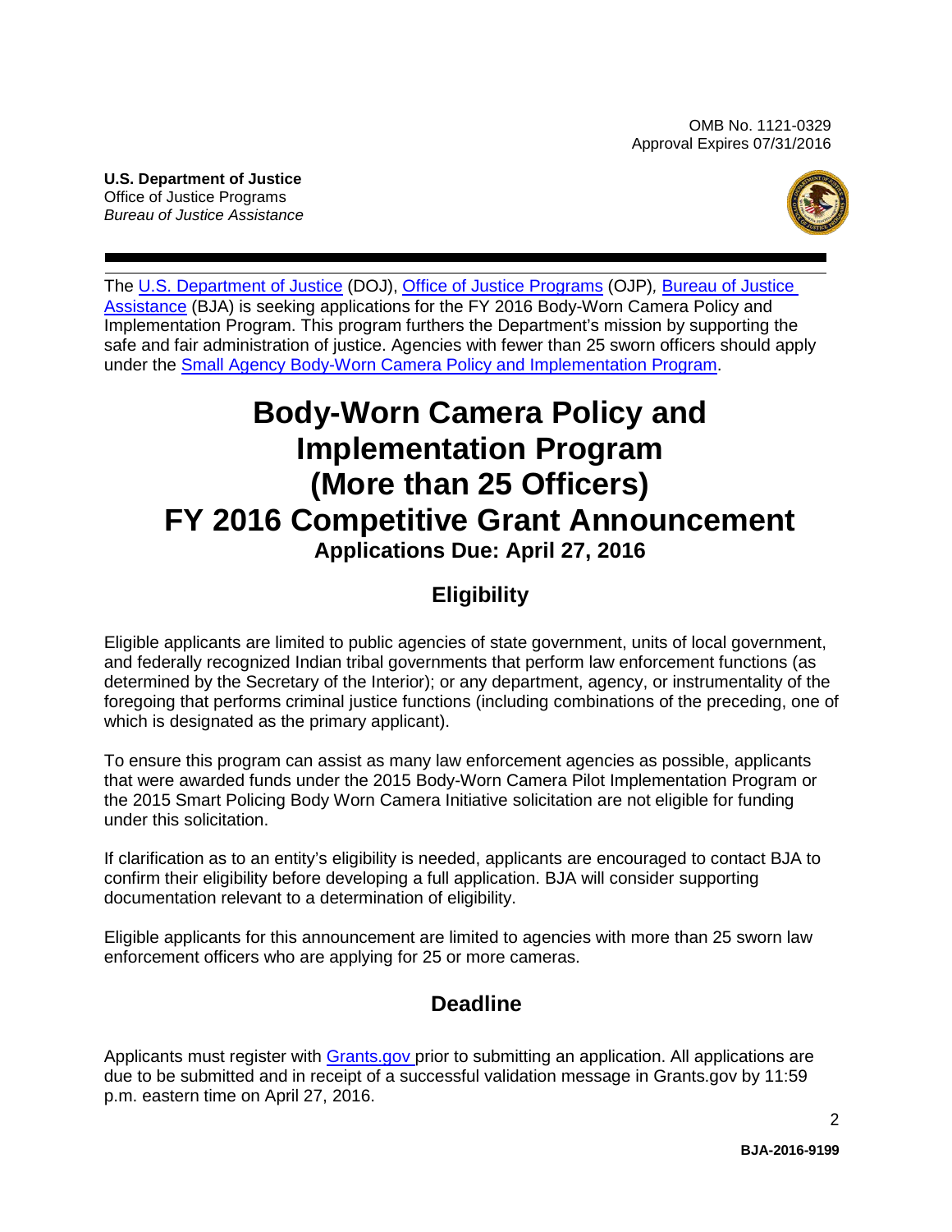OMB No. 1121-0329
Approval Expires 07/31/2016

**U.S. Department of Justice**
Office of Justice Programs
*Bureau of Justice Assistance*

The U.S. Department of Justice (DOJ), Office of Justice Programs (OJP), Bureau of Justice Assistance (BJA) is seeking applications for the FY 2016 Body-Worn Camera Policy and Implementation Program. This program furthers the Department's mission by supporting the safe and fair administration of justice. Agencies with fewer than 25 sworn officers should apply under the Small Agency Body-Worn Camera Policy and Implementation Program.

# Body-Worn Camera Policy and Implementation Program (More than 25 Officers) FY 2016 Competitive Grant Announcement

**Applications Due: April 27, 2016**

## Eligibility

Eligible applicants are limited to public agencies of state government, units of local government, and federally recognized Indian tribal governments that perform law enforcement functions (as determined by the Secretary of the Interior); or any department, agency, or instrumentality of the foregoing that performs criminal justice functions (including combinations of the preceding, one of which is designated as the primary applicant).

To ensure this program can assist as many law enforcement agencies as possible, applicants that were awarded funds under the 2015 Body-Worn Camera Pilot Implementation Program or the 2015 Smart Policing Body Worn Camera Initiative solicitation are not eligible for funding under this solicitation.

If clarification as to an entity's eligibility is needed, applicants are encouraged to contact BJA to confirm their eligibility before developing a full application. BJA will consider supporting documentation relevant to a determination of eligibility.

Eligible applicants for this announcement are limited to agencies with more than 25 sworn law enforcement officers who are applying for 25 or more cameras.

## Deadline

Applicants must register with Grants.gov prior to submitting an application. All applications are due to be submitted and in receipt of a successful validation message in Grants.gov by 11:59 p.m. eastern time on April 27, 2016.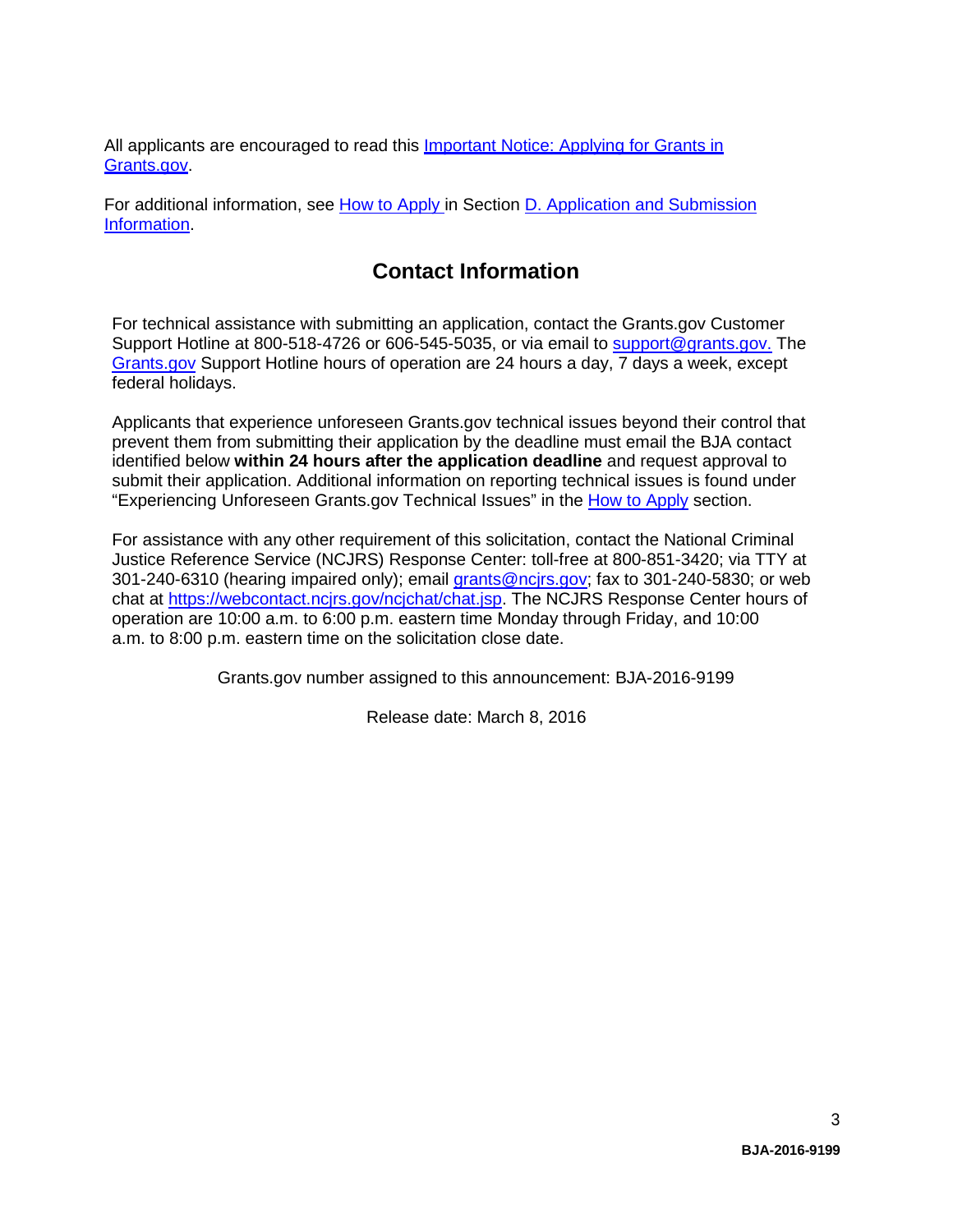All applicants are encouraged to read this Important Notice: Applying for Grants in Grants.gov.

For additional information, see How to Apply in Section D. Application and Submission Information.

## Contact Information

For technical assistance with submitting an application, contact the Grants.gov Customer Support Hotline at 800-518-4726 or 606-545-5035, or via email to support@grants.gov. The Grants.gov Support Hotline hours of operation are 24 hours a day, 7 days a week, except federal holidays.

Applicants that experience unforeseen Grants.gov technical issues beyond their control that prevent them from submitting their application by the deadline must email the BJA contact identified below **within 24 hours after the application deadline** and request approval to submit their application. Additional information on reporting technical issues is found under "Experiencing Unforeseen Grants.gov Technical Issues" in the How to Apply section.

For assistance with any other requirement of this solicitation, contact the National Criminal Justice Reference Service (NCJRS) Response Center: toll-free at 800-851-3420; via TTY at 301-240-6310 (hearing impaired only); email grants@ncjrs.gov; fax to 301-240-5830; or web chat at https://webcontact.ncjrs.gov/ncjchat/chat.jsp. The NCJRS Response Center hours of operation are 10:00 a.m. to 6:00 p.m. eastern time Monday through Friday, and 10:00 a.m. to 8:00 p.m. eastern time on the solicitation close date.

Grants.gov number assigned to this announcement: BJA-2016-9199

Release date: March 8, 2016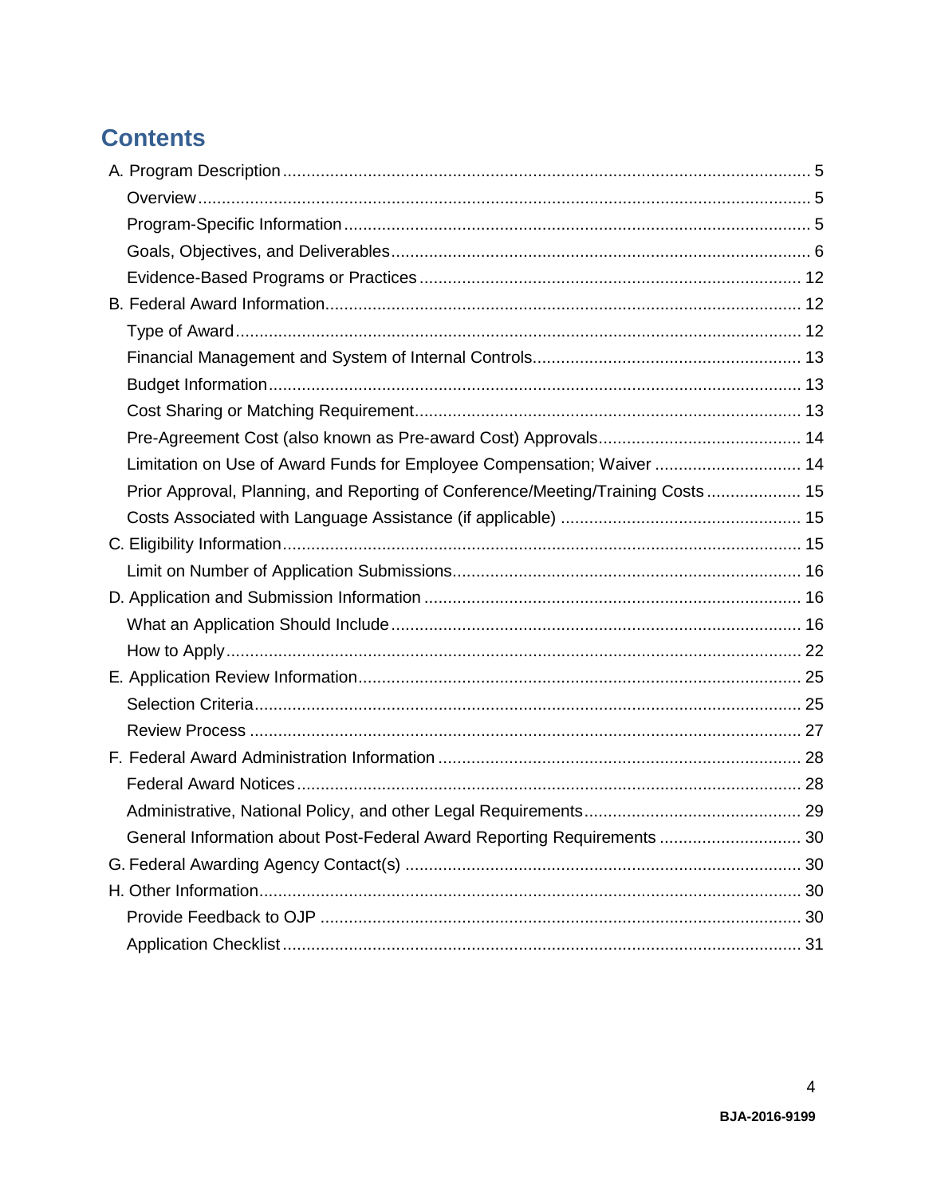## Contents

- A. Program Description ... 5
  - Overview ... 5
  - Program-Specific Information ... 5
  - Goals, Objectives, and Deliverables ... 6
  - Evidence-Based Programs or Practices ... 12
- B. Federal Award Information ... 12
  - Type of Award ... 12
  - Financial Management and System of Internal Controls ... 13
  - Budget Information ... 13
  - Cost Sharing or Matching Requirement ... 13
  - Pre-Agreement Cost (also known as Pre-award Cost) Approvals ... 14
  - Limitation on Use of Award Funds for Employee Compensation; Waiver ... 14
  - Prior Approval, Planning, and Reporting of Conference/Meeting/Training Costs ... 15
  - Costs Associated with Language Assistance (if applicable) ... 15
- C. Eligibility Information ... 15
  - Limit on Number of Application Submissions ... 16
- D. Application and Submission Information ... 16
  - What an Application Should Include ... 16
  - How to Apply ... 22
- E. Application Review Information ... 25
  - Selection Criteria ... 25
  - Review Process ... 27
- F. Federal Award Administration Information ... 28
  - Federal Award Notices ... 28
  - Administrative, National Policy, and other Legal Requirements ... 29
  - General Information about Post-Federal Award Reporting Requirements ... 30
- G. Federal Awarding Agency Contact(s) ... 30
- H. Other Information ... 30
  - Provide Feedback to OJP ... 30
  - Application Checklist ... 31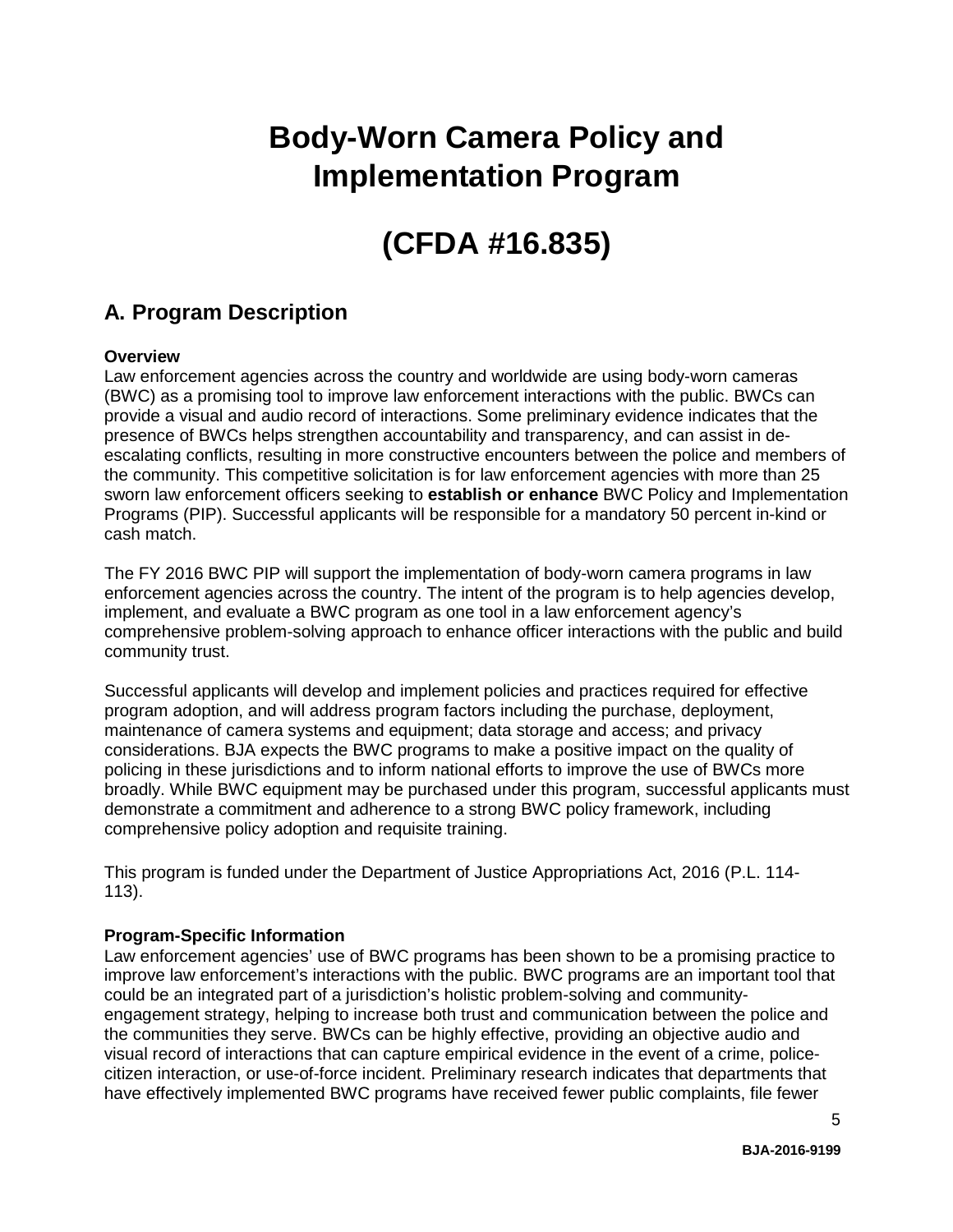# Body-Worn Camera Policy and Implementation Program

# (CFDA #16.835)

## A. Program Description

**Overview**

Law enforcement agencies across the country and worldwide are using body-worn cameras (BWC) as a promising tool to improve law enforcement interactions with the public. BWCs can provide a visual and audio record of interactions. Some preliminary evidence indicates that the presence of BWCs helps strengthen accountability and transparency, and can assist in de-escalating conflicts, resulting in more constructive encounters between the police and members of the community. This competitive solicitation is for law enforcement agencies with more than 25 sworn law enforcement officers seeking to **establish or enhance** BWC Policy and Implementation Programs (PIP). Successful applicants will be responsible for a mandatory 50 percent in-kind or cash match.

The FY 2016 BWC PIP will support the implementation of body-worn camera programs in law enforcement agencies across the country. The intent of the program is to help agencies develop, implement, and evaluate a BWC program as one tool in a law enforcement agency's comprehensive problem-solving approach to enhance officer interactions with the public and build community trust.

Successful applicants will develop and implement policies and practices required for effective program adoption, and will address program factors including the purchase, deployment, maintenance of camera systems and equipment; data storage and access; and privacy considerations. BJA expects the BWC programs to make a positive impact on the quality of policing in these jurisdictions and to inform national efforts to improve the use of BWCs more broadly. While BWC equipment may be purchased under this program, successful applicants must demonstrate a commitment and adherence to a strong BWC policy framework, including comprehensive policy adoption and requisite training.

This program is funded under the Department of Justice Appropriations Act, 2016 (P.L. 114-113).

**Program-Specific Information**

Law enforcement agencies' use of BWC programs has been shown to be a promising practice to improve law enforcement's interactions with the public. BWC programs are an important tool that could be an integrated part of a jurisdiction's holistic problem-solving and community-engagement strategy, helping to increase both trust and communication between the police and the communities they serve. BWCs can be highly effective, providing an objective audio and visual record of interactions that can capture empirical evidence in the event of a crime, police-citizen interaction, or use-of-force incident. Preliminary research indicates that departments that have effectively implemented BWC programs have received fewer public complaints, file fewer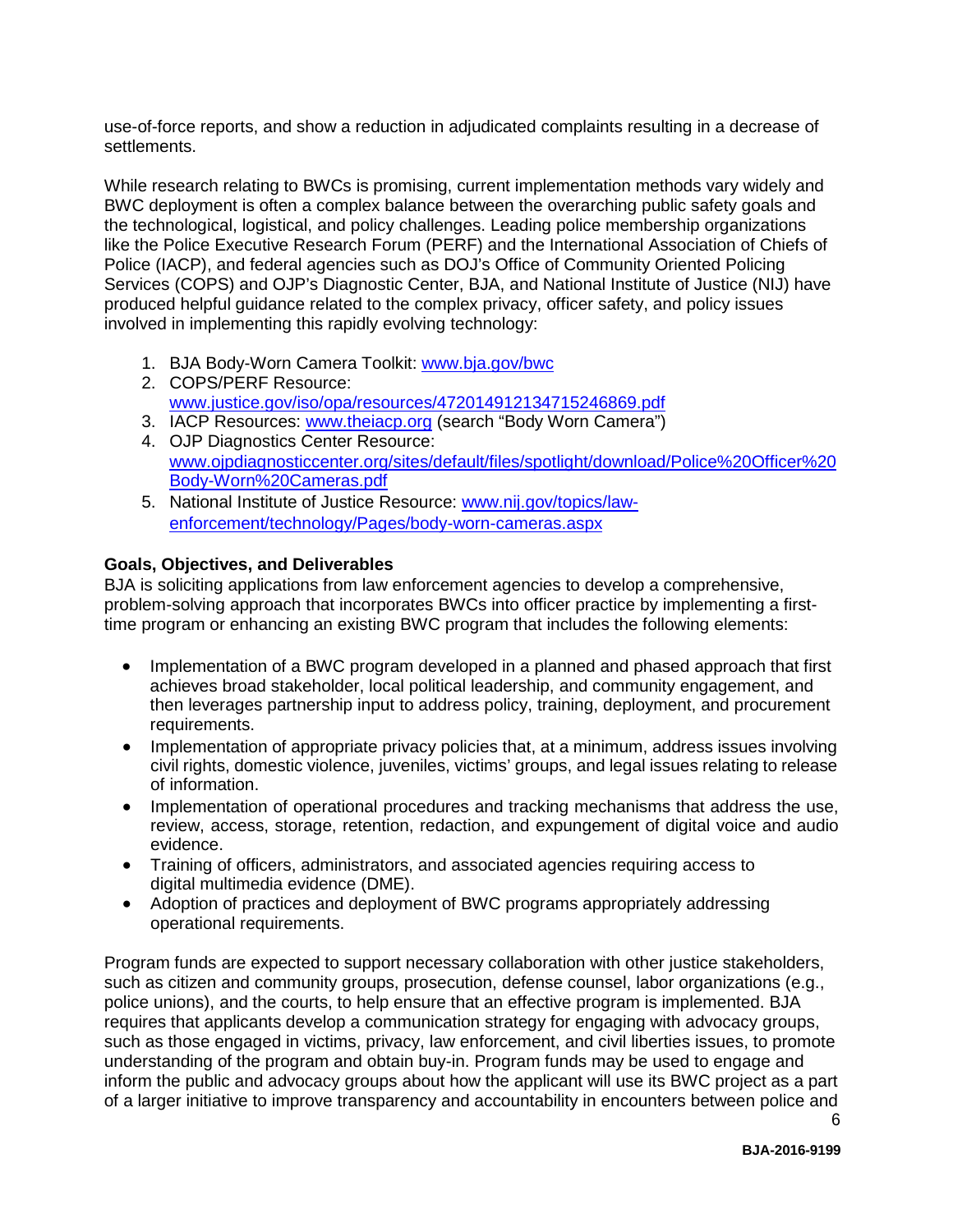use-of-force reports, and show a reduction in adjudicated complaints resulting in a decrease of settlements.

While research relating to BWCs is promising, current implementation methods vary widely and BWC deployment is often a complex balance between the overarching public safety goals and the technological, logistical, and policy challenges. Leading police membership organizations like the Police Executive Research Forum (PERF) and the International Association of Chiefs of Police (IACP), and federal agencies such as DOJ's Office of Community Oriented Policing Services (COPS) and OJP's Diagnostic Center, BJA, and National Institute of Justice (NIJ) have produced helpful guidance related to the complex privacy, officer safety, and policy issues involved in implementing this rapidly evolving technology:

1. BJA Body-Worn Camera Toolkit: www.bja.gov/bwc
2. COPS/PERF Resource: www.justice.gov/iso/opa/resources/472014912134715246869.pdf
3. IACP Resources: www.theiacp.org (search "Body Worn Camera")
4. OJP Diagnostics Center Resource: www.ojpdiagnosticcenter.org/sites/default/files/spotlight/download/Police%20Officer%20Body-Worn%20Cameras.pdf
5. National Institute of Justice Resource: www.nij.gov/topics/law-enforcement/technology/Pages/body-worn-cameras.aspx

**Goals, Objectives, and Deliverables**

BJA is soliciting applications from law enforcement agencies to develop a comprehensive, problem-solving approach that incorporates BWCs into officer practice by implementing a first-time program or enhancing an existing BWC program that includes the following elements:

- Implementation of a BWC program developed in a planned and phased approach that first achieves broad stakeholder, local political leadership, and community engagement, and then leverages partnership input to address policy, training, deployment, and procurement requirements.
- Implementation of appropriate privacy policies that, at a minimum, address issues involving civil rights, domestic violence, juveniles, victims' groups, and legal issues relating to release of information.
- Implementation of operational procedures and tracking mechanisms that address the use, review, access, storage, retention, redaction, and expungement of digital voice and audio evidence.
- Training of officers, administrators, and associated agencies requiring access to digital multimedia evidence (DME).
- Adoption of practices and deployment of BWC programs appropriately addressing operational requirements.

Program funds are expected to support necessary collaboration with other justice stakeholders, such as citizen and community groups, prosecution, defense counsel, labor organizations (e.g., police unions), and the courts, to help ensure that an effective program is implemented. BJA requires that applicants develop a communication strategy for engaging with advocacy groups, such as those engaged in victims, privacy, law enforcement, and civil liberties issues, to promote understanding of the program and obtain buy-in. Program funds may be used to engage and inform the public and advocacy groups about how the applicant will use its BWC project as a part of a larger initiative to improve transparency and accountability in encounters between police and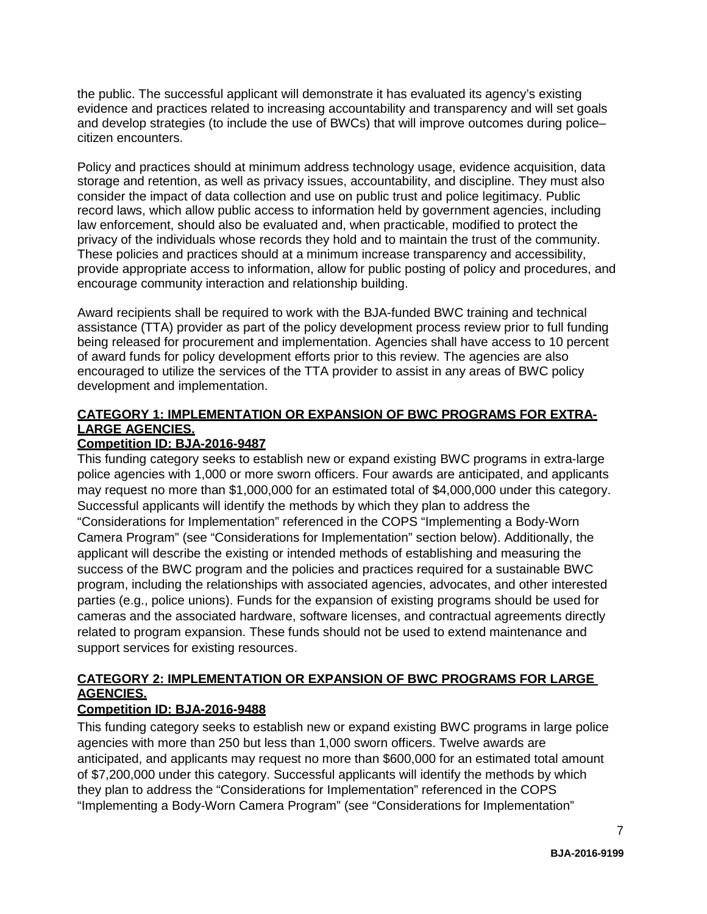the public. The successful applicant will demonstrate it has evaluated its agency's existing evidence and practices related to increasing accountability and transparency and will set goals and develop strategies (to include the use of BWCs) that will improve outcomes during police–citizen encounters.

Policy and practices should at minimum address technology usage, evidence acquisition, data storage and retention, as well as privacy issues, accountability, and discipline. They must also consider the impact of data collection and use on public trust and police legitimacy. Public record laws, which allow public access to information held by government agencies, including law enforcement, should also be evaluated and, when practicable, modified to protect the privacy of the individuals whose records they hold and to maintain the trust of the community. These policies and practices should at a minimum increase transparency and accessibility, provide appropriate access to information, allow for public posting of policy and procedures, and encourage community interaction and relationship building.

Award recipients shall be required to work with the BJA-funded BWC training and technical assistance (TTA) provider as part of the policy development process review prior to full funding being released for procurement and implementation. Agencies shall have access to 10 percent of award funds for policy development efforts prior to this review. The agencies are also encouraged to utilize the services of the TTA provider to assist in any areas of BWC policy development and implementation.

**CATEGORY 1: IMPLEMENTATION OR EXPANSION OF BWC PROGRAMS FOR EXTRA-LARGE AGENCIES.**
**Competition ID: BJA-2016-9487**

This funding category seeks to establish new or expand existing BWC programs in extra-large police agencies with 1,000 or more sworn officers. Four awards are anticipated, and applicants may request no more than $1,000,000 for an estimated total of $4,000,000 under this category. Successful applicants will identify the methods by which they plan to address the "Considerations for Implementation" referenced in the COPS "Implementing a Body-Worn Camera Program" (see "Considerations for Implementation" section below). Additionally, the applicant will describe the existing or intended methods of establishing and measuring the success of the BWC program and the policies and practices required for a sustainable BWC program, including the relationships with associated agencies, advocates, and other interested parties (e.g., police unions). Funds for the expansion of existing programs should be used for cameras and the associated hardware, software licenses, and contractual agreements directly related to program expansion. These funds should not be used to extend maintenance and support services for existing resources.

**CATEGORY 2: IMPLEMENTATION OR EXPANSION OF BWC PROGRAMS FOR LARGE AGENCIES.**
**Competition ID: BJA-2016-9488**

This funding category seeks to establish new or expand existing BWC programs in large police agencies with more than 250 but less than 1,000 sworn officers. Twelve awards are anticipated, and applicants may request no more than $600,000 for an estimated total amount of $7,200,000 under this category. Successful applicants will identify the methods by which they plan to address the "Considerations for Implementation" referenced in the COPS "Implementing a Body-Worn Camera Program" (see "Considerations for Implementation"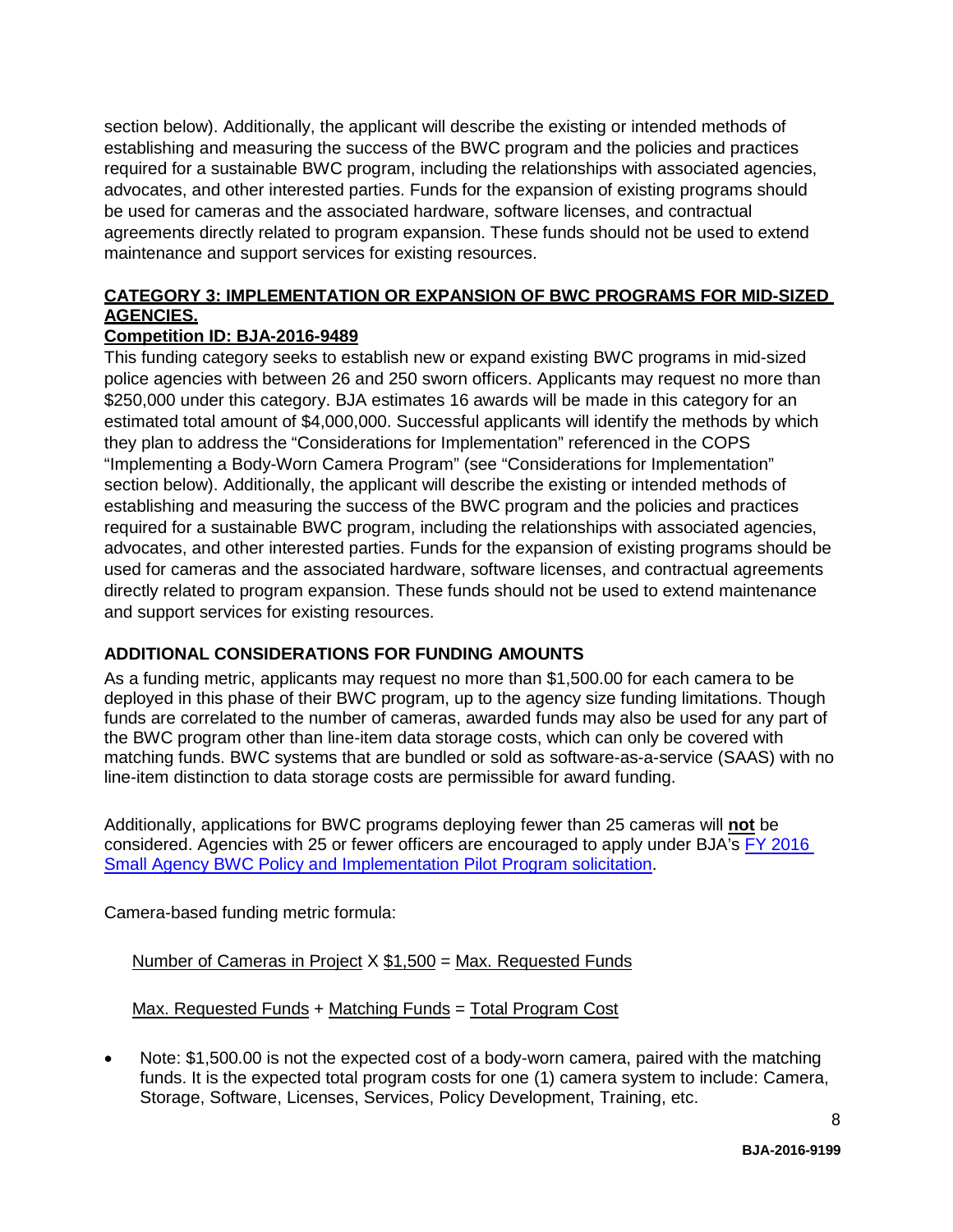section below). Additionally, the applicant will describe the existing or intended methods of establishing and measuring the success of the BWC program and the policies and practices required for a sustainable BWC program, including the relationships with associated agencies, advocates, and other interested parties. Funds for the expansion of existing programs should be used for cameras and the associated hardware, software licenses, and contractual agreements directly related to program expansion. These funds should not be used to extend maintenance and support services for existing resources.

**CATEGORY 3: IMPLEMENTATION OR EXPANSION OF BWC PROGRAMS FOR MID-SIZED AGENCIES.**

**Competition ID: BJA-2016-9489**

This funding category seeks to establish new or expand existing BWC programs in mid-sized police agencies with between 26 and 250 sworn officers. Applicants may request no more than $250,000 under this category. BJA estimates 16 awards will be made in this category for an estimated total amount of $4,000,000. Successful applicants will identify the methods by which they plan to address the "Considerations for Implementation" referenced in the COPS "Implementing a Body-Worn Camera Program" (see "Considerations for Implementation" section below). Additionally, the applicant will describe the existing or intended methods of establishing and measuring the success of the BWC program and the policies and practices required for a sustainable BWC program, including the relationships with associated agencies, advocates, and other interested parties. Funds for the expansion of existing programs should be used for cameras and the associated hardware, software licenses, and contractual agreements directly related to program expansion. These funds should not be used to extend maintenance and support services for existing resources.

## ADDITIONAL CONSIDERATIONS FOR FUNDING AMOUNTS

As a funding metric, applicants may request no more than $1,500.00 for each camera to be deployed in this phase of their BWC program, up to the agency size funding limitations. Though funds are correlated to the number of cameras, awarded funds may also be used for any part of the BWC program other than line-item data storage costs, which can only be covered with matching funds. BWC systems that are bundled or sold as software-as-a-service (SAAS) with no line-item distinction to data storage costs are permissible for award funding.

Additionally, applications for BWC programs deploying fewer than 25 cameras will **not** be considered. Agencies with 25 or fewer officers are encouraged to apply under BJA's [FY 2016 Small Agency BWC Policy and Implementation Pilot Program solicitation](#).

Camera-based funding metric formula:

Number of Cameras in Project X $1,500 = Max. Requested Funds

Max. Requested Funds + Matching Funds = Total Program Cost

- Note: $1,500.00 is not the expected cost of a body-worn camera, paired with the matching funds. It is the expected total program costs for one (1) camera system to include: Camera, Storage, Software, Licenses, Services, Policy Development, Training, etc.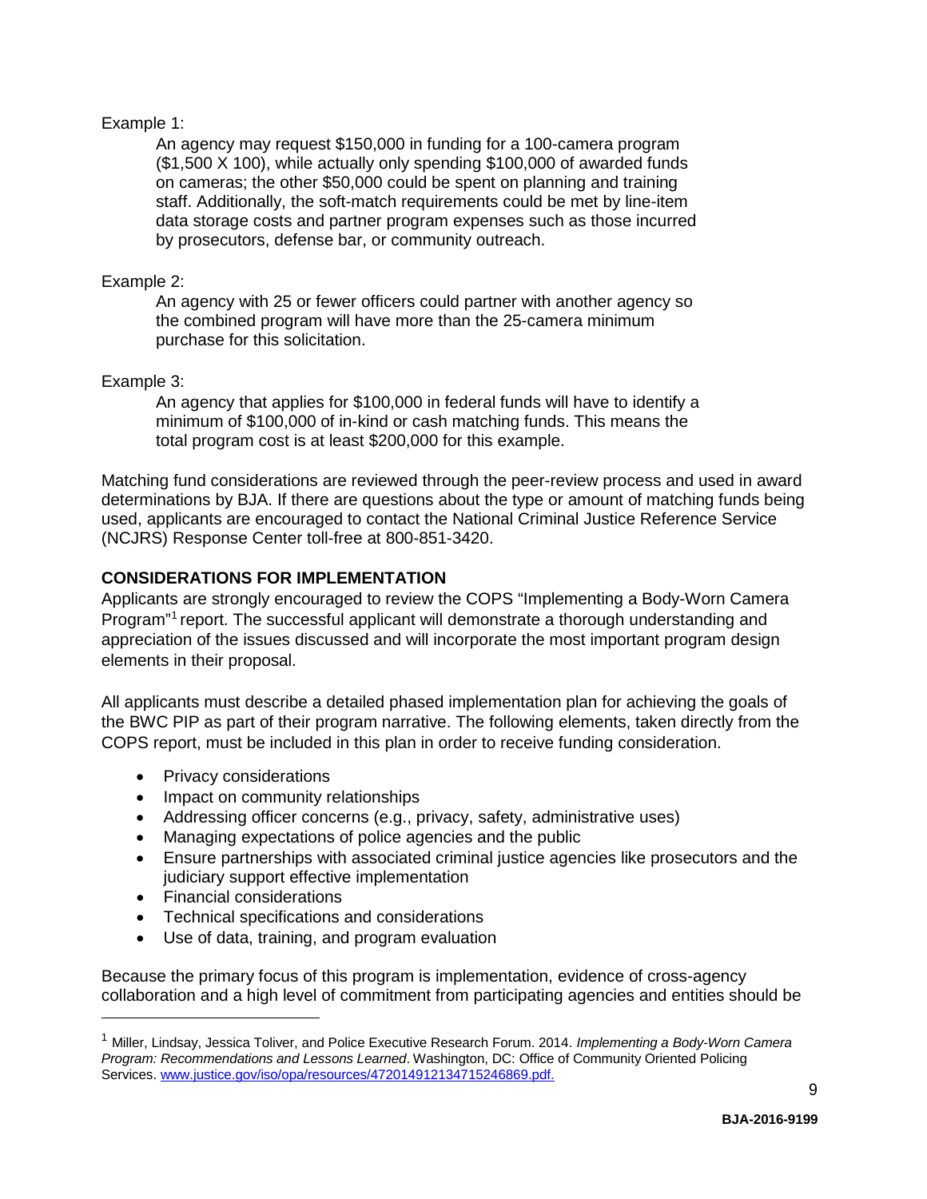Example 1:

An agency may request $150,000 in funding for a 100-camera program ($1,500 X 100), while actually only spending $100,000 of awarded funds on cameras; the other $50,000 could be spent on planning and training staff. Additionally, the soft-match requirements could be met by line-item data storage costs and partner program expenses such as those incurred by prosecutors, defense bar, or community outreach.

Example 2:

An agency with 25 or fewer officers could partner with another agency so the combined program will have more than the 25-camera minimum purchase for this solicitation.

Example 3:

An agency that applies for $100,000 in federal funds will have to identify a minimum of $100,000 of in-kind or cash matching funds. This means the total program cost is at least $200,000 for this example.

Matching fund considerations are reviewed through the peer-review process and used in award determinations by BJA. If there are questions about the type or amount of matching funds being used, applicants are encouraged to contact the National Criminal Justice Reference Service (NCJRS) Response Center toll-free at 800-851-3420.

## CONSIDERATIONS FOR IMPLEMENTATION

Applicants are strongly encouraged to review the COPS "Implementing a Body-Worn Camera Program"[1] report. The successful applicant will demonstrate a thorough understanding and appreciation of the issues discussed and will incorporate the most important program design elements in their proposal.

All applicants must describe a detailed phased implementation plan for achieving the goals of the BWC PIP as part of their program narrative. The following elements, taken directly from the COPS report, must be included in this plan in order to receive funding consideration.

- Privacy considerations
- Impact on community relationships
- Addressing officer concerns (e.g., privacy, safety, administrative uses)
- Managing expectations of police agencies and the public
- Ensure partnerships with associated criminal justice agencies like prosecutors and the judiciary support effective implementation
- Financial considerations
- Technical specifications and considerations
- Use of data, training, and program evaluation

Because the primary focus of this program is implementation, evidence of cross-agency collaboration and a high level of commitment from participating agencies and entities should be

---

[1] Miller, Lindsay, Jessica Toliver, and Police Executive Research Forum. 2014. *Implementing a Body-Worn Camera Program: Recommendations and Lessons Learned*. Washington, DC: Office of Community Oriented Policing Services. [www.justice.gov/iso/opa/resources/472014912134715246869.pdf.](www.justice.gov/iso/opa/resources/472014912134715246869.pdf)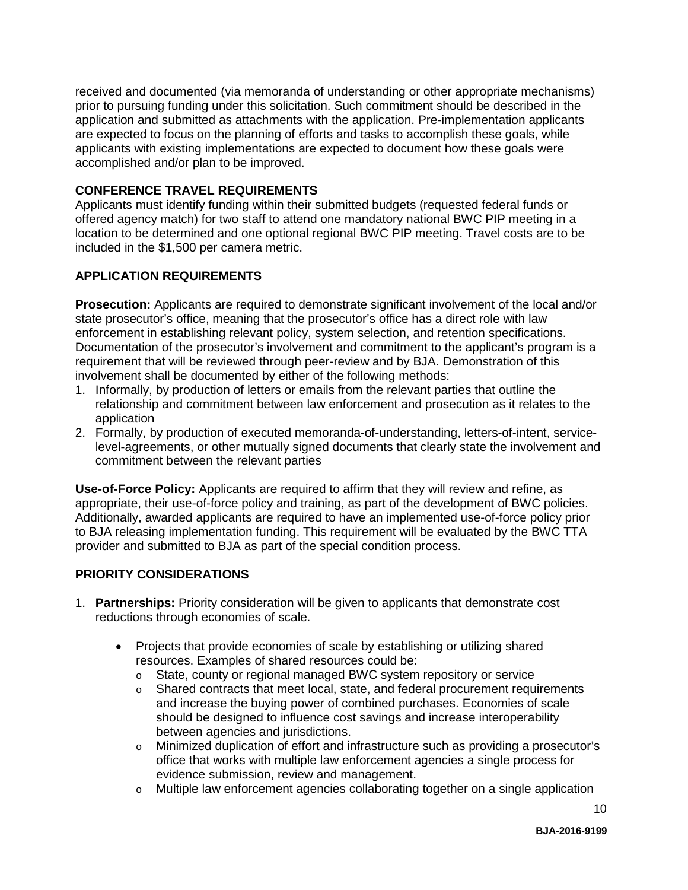received and documented (via memoranda of understanding or other appropriate mechanisms) prior to pursuing funding under this solicitation. Such commitment should be described in the application and submitted as attachments with the application. Pre-implementation applicants are expected to focus on the planning of efforts and tasks to accomplish these goals, while applicants with existing implementations are expected to document how these goals were accomplished and/or plan to be improved.

## CONFERENCE TRAVEL REQUIREMENTS

Applicants must identify funding within their submitted budgets (requested federal funds or offered agency match) for two staff to attend one mandatory national BWC PIP meeting in a location to be determined and one optional regional BWC PIP meeting. Travel costs are to be included in the $1,500 per camera metric.

## APPLICATION REQUIREMENTS

**Prosecution:** Applicants are required to demonstrate significant involvement of the local and/or state prosecutor's office, meaning that the prosecutor's office has a direct role with law enforcement in establishing relevant policy, system selection, and retention specifications. Documentation of the prosecutor's involvement and commitment to the applicant's program is a requirement that will be reviewed through peer-review and by BJA. Demonstration of this involvement shall be documented by either of the following methods:

1. Informally, by production of letters or emails from the relevant parties that outline the relationship and commitment between law enforcement and prosecution as it relates to the application
2. Formally, by production of executed memoranda-of-understanding, letters-of-intent, service-level-agreements, or other mutually signed documents that clearly state the involvement and commitment between the relevant parties

**Use-of-Force Policy:** Applicants are required to affirm that they will review and refine, as appropriate, their use-of-force policy and training, as part of the development of BWC policies. Additionally, awarded applicants are required to have an implemented use-of-force policy prior to BJA releasing implementation funding. This requirement will be evaluated by the BWC TTA provider and submitted to BJA as part of the special condition process.

## PRIORITY CONSIDERATIONS

1. **Partnerships:** Priority consideration will be given to applicants that demonstrate cost reductions through economies of scale.

    - Projects that provide economies of scale by establishing or utilizing shared resources. Examples of shared resources could be:
        - State, county or regional managed BWC system repository or service
        - Shared contracts that meet local, state, and federal procurement requirements and increase the buying power of combined purchases. Economies of scale should be designed to influence cost savings and increase interoperability between agencies and jurisdictions.
        - Minimized duplication of effort and infrastructure such as providing a prosecutor's office that works with multiple law enforcement agencies a single process for evidence submission, review and management.
        - Multiple law enforcement agencies collaborating together on a single application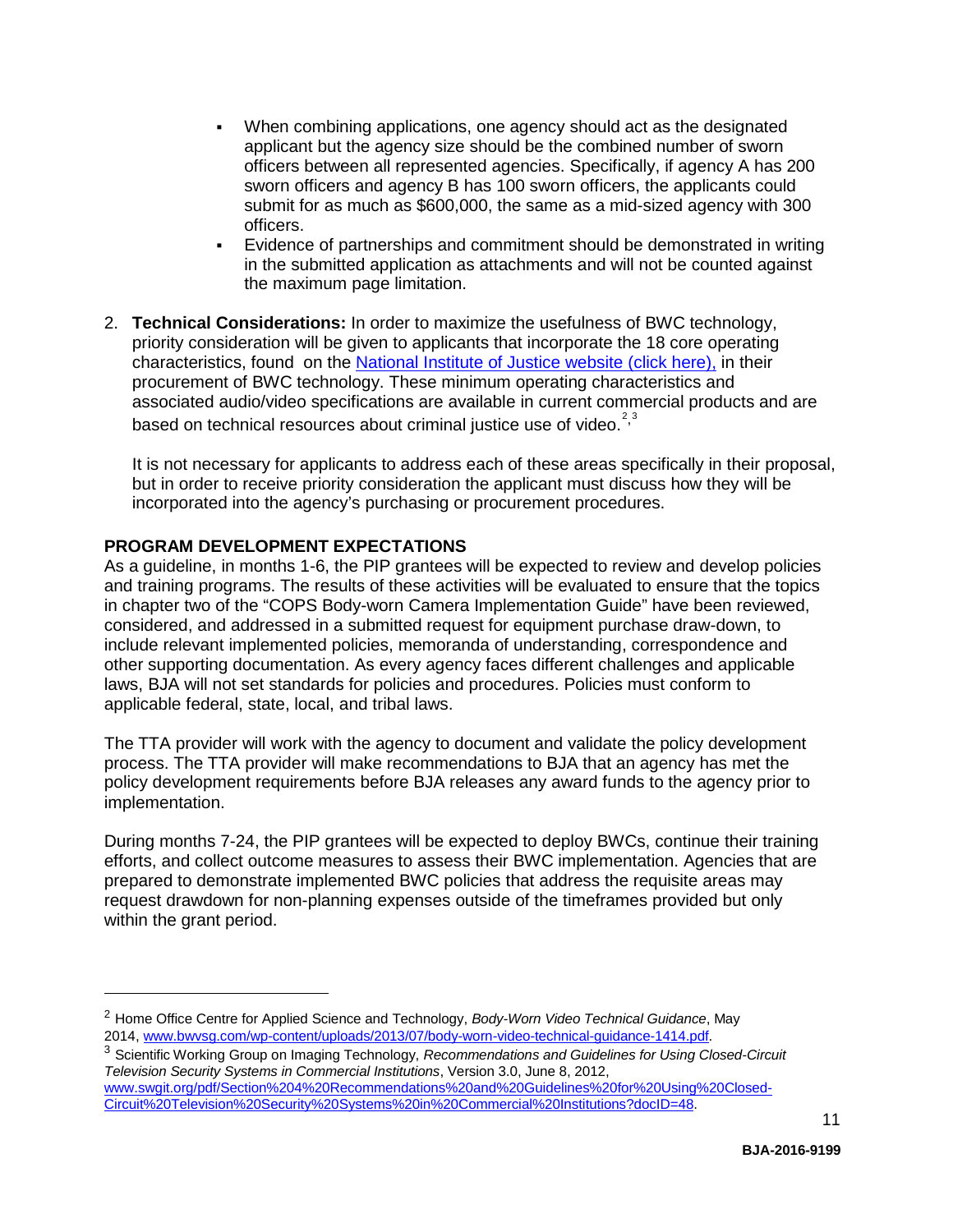- When combining applications, one agency should act as the designated applicant but the agency size should be the combined number of sworn officers between all represented agencies. Specifically, if agency A has 200 sworn officers and agency B has 100 sworn officers, the applicants could submit for as much as $600,000, the same as a mid-sized agency with 300 officers.
- Evidence of partnerships and commitment should be demonstrated in writing in the submitted application as attachments and will not be counted against the maximum page limitation.

2. **Technical Considerations:** In order to maximize the usefulness of BWC technology, priority consideration will be given to applicants that incorporate the 18 core operating characteristics, found on the [National Institute of Justice website (click here),](#) in their procurement of BWC technology. These minimum operating characteristics and associated audio/video specifications are available in current commercial products and are based on technical resources about criminal justice use of video.[2,3]

   It is not necessary for applicants to address each of these areas specifically in their proposal, but in order to receive priority consideration the applicant must discuss how they will be incorporated into the agency's purchasing or procurement procedures.

**PROGRAM DEVELOPMENT EXPECTATIONS**

As a guideline, in months 1-6, the PIP grantees will be expected to review and develop policies and training programs. The results of these activities will be evaluated to ensure that the topics in chapter two of the "COPS Body-worn Camera Implementation Guide" have been reviewed, considered, and addressed in a submitted request for equipment purchase draw-down, to include relevant implemented policies, memoranda of understanding, correspondence and other supporting documentation. As every agency faces different challenges and applicable laws, BJA will not set standards for policies and procedures. Policies must conform to applicable federal, state, local, and tribal laws.

The TTA provider will work with the agency to document and validate the policy development process. The TTA provider will make recommendations to BJA that an agency has met the policy development requirements before BJA releases any award funds to the agency prior to implementation.

During months 7-24, the PIP grantees will be expected to deploy BWCs, continue their training efforts, and collect outcome measures to assess their BWC implementation. Agencies that are prepared to demonstrate implemented BWC policies that address the requisite areas may request drawdown for non-planning expenses outside of the timeframes provided but only within the grant period.

---

[2] Home Office Centre for Applied Science and Technology, *Body-Worn Video Technical Guidance*, May 2014, www.bwvsg.com/wp-content/uploads/2013/07/body-worn-video-technical-guidance-1414.pdf.

[3] Scientific Working Group on Imaging Technology, *Recommendations and Guidelines for Using Closed-Circuit Television Security Systems in Commercial Institutions*, Version 3.0, June 8, 2012, www.swgit.org/pdf/Section%204%20Recommendations%20and%20Guidelines%20for%20Using%20Closed-Circuit%20Television%20Security%20Systems%20in%20Commercial%20Institutions?docID=48.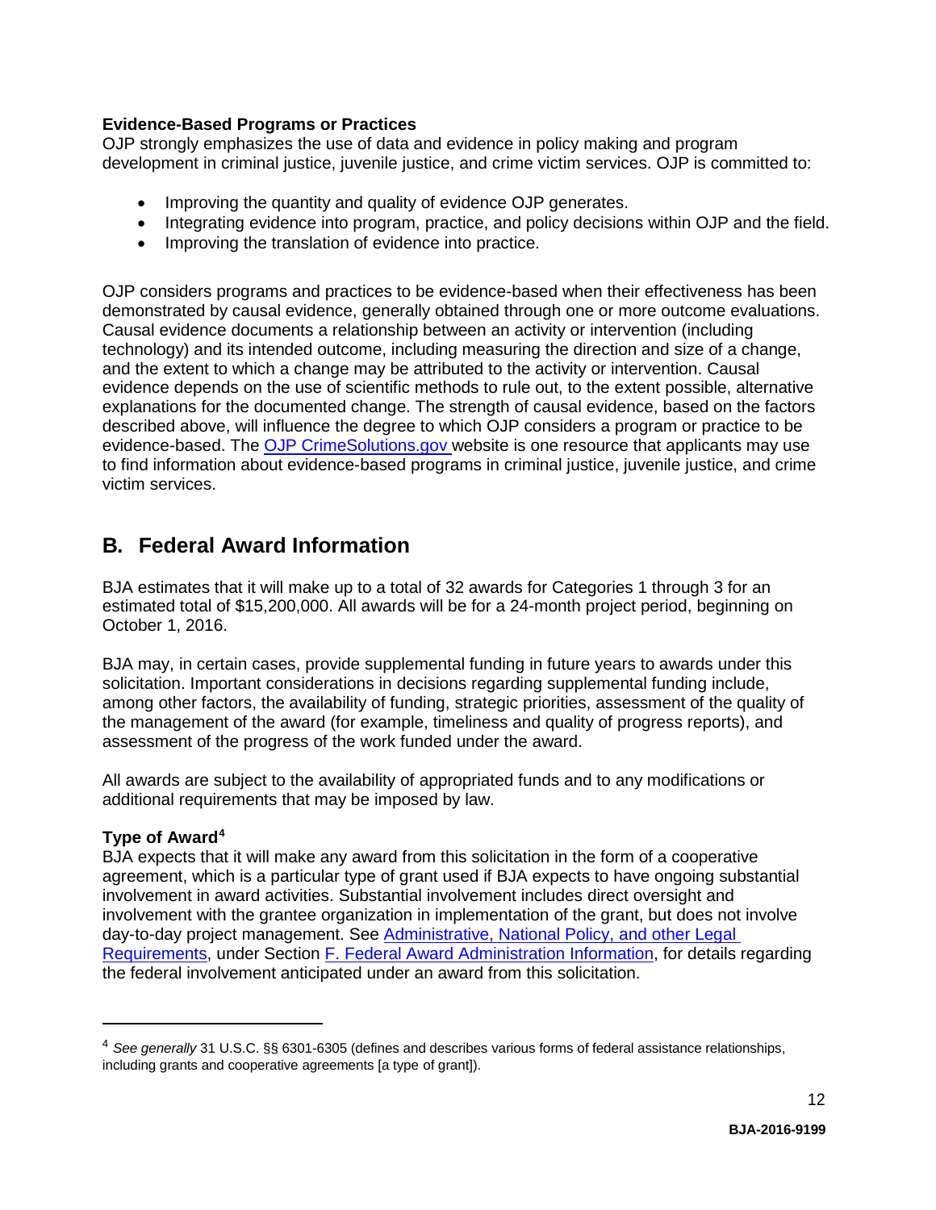**Evidence-Based Programs or Practices**
OJP strongly emphasizes the use of data and evidence in policy making and program development in criminal justice, juvenile justice, and crime victim services. OJP is committed to:

- Improving the quantity and quality of evidence OJP generates.
- Integrating evidence into program, practice, and policy decisions within OJP and the field.
- Improving the translation of evidence into practice.

OJP considers programs and practices to be evidence-based when their effectiveness has been demonstrated by causal evidence, generally obtained through one or more outcome evaluations. Causal evidence documents a relationship between an activity or intervention (including technology) and its intended outcome, including measuring the direction and size of a change, and the extent to which a change may be attributed to the activity or intervention. Causal evidence depends on the use of scientific methods to rule out, to the extent possible, alternative explanations for the documented change. The strength of causal evidence, based on the factors described above, will influence the degree to which OJP considers a program or practice to be evidence-based. The OJP CrimeSolutions.gov website is one resource that applicants may use to find information about evidence-based programs in criminal justice, juvenile justice, and crime victim services.

## B. Federal Award Information

BJA estimates that it will make up to a total of 32 awards for Categories 1 through 3 for an estimated total of $15,200,000. All awards will be for a 24-month project period, beginning on October 1, 2016.

BJA may, in certain cases, provide supplemental funding in future years to awards under this solicitation. Important considerations in decisions regarding supplemental funding include, among other factors, the availability of funding, strategic priorities, assessment of the quality of the management of the award (for example, timeliness and quality of progress reports), and assessment of the progress of the work funded under the award.

All awards are subject to the availability of appropriated funds and to any modifications or additional requirements that may be imposed by law.

**Type of Award**[4]
BJA expects that it will make any award from this solicitation in the form of a cooperative agreement, which is a particular type of grant used if BJA expects to have ongoing substantial involvement in award activities. Substantial involvement includes direct oversight and involvement with the grantee organization in implementation of the grant, but does not involve day-to-day project management. See Administrative, National Policy, and other Legal Requirements, under Section F. Federal Award Administration Information, for details regarding the federal involvement anticipated under an award from this solicitation.

---

[4] *See generally* 31 U.S.C. §§ 6301-6305 (defines and describes various forms of federal assistance relationships, including grants and cooperative agreements [a type of grant]).

BJA-2016-9199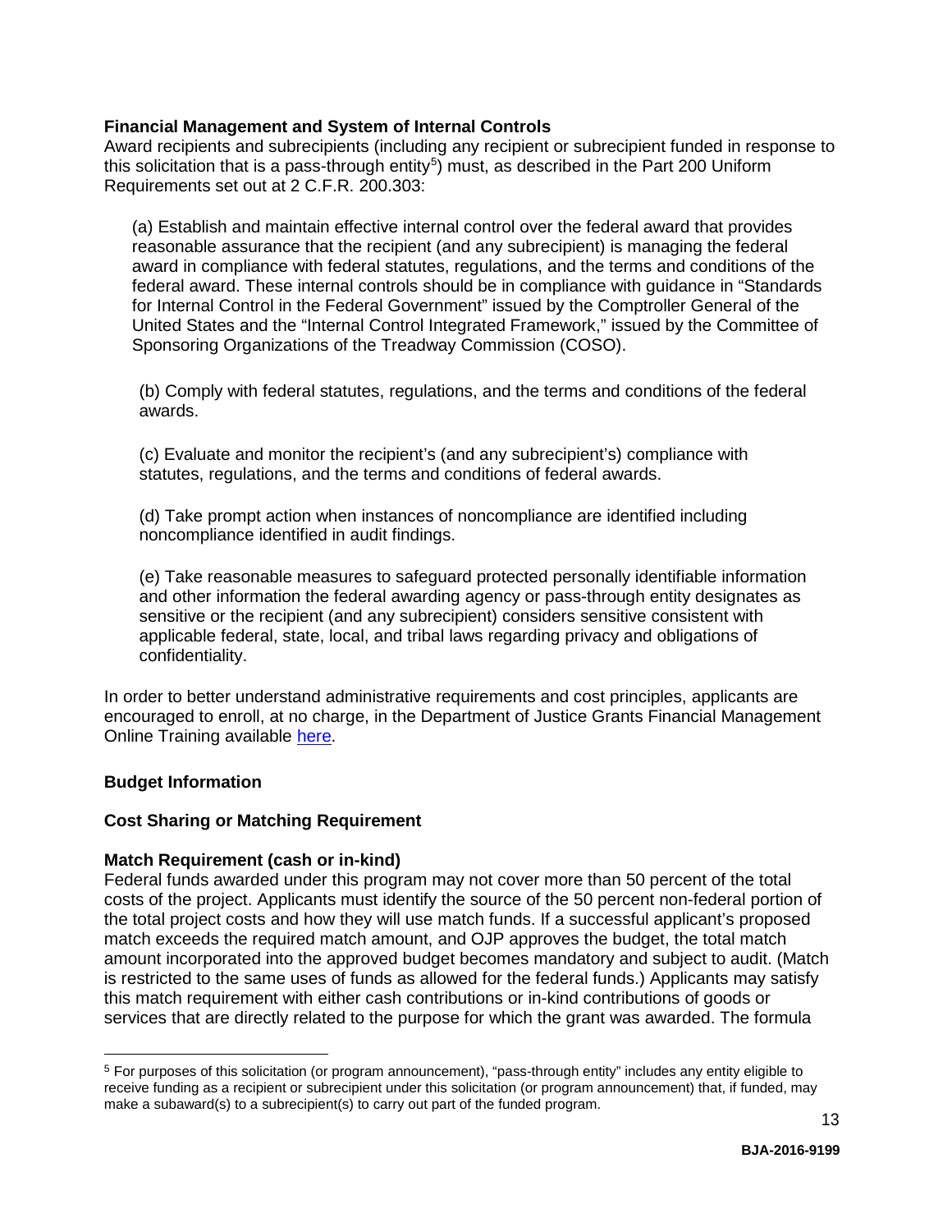**Financial Management and System of Internal Controls**

Award recipients and subrecipients (including any recipient or subrecipient funded in response to this solicitation that is a pass-through entity[5]) must, as described in the Part 200 Uniform Requirements set out at 2 C.F.R. 200.303:

(a) Establish and maintain effective internal control over the federal award that provides reasonable assurance that the recipient (and any subrecipient) is managing the federal award in compliance with federal statutes, regulations, and the terms and conditions of the federal award. These internal controls should be in compliance with guidance in "Standards for Internal Control in the Federal Government" issued by the Comptroller General of the United States and the "Internal Control Integrated Framework," issued by the Committee of Sponsoring Organizations of the Treadway Commission (COSO).

(b) Comply with federal statutes, regulations, and the terms and conditions of the federal awards.

(c) Evaluate and monitor the recipient's (and any subrecipient's) compliance with statutes, regulations, and the terms and conditions of federal awards.

(d) Take prompt action when instances of noncompliance are identified including noncompliance identified in audit findings.

(e) Take reasonable measures to safeguard protected personally identifiable information and other information the federal awarding agency or pass-through entity designates as sensitive or the recipient (and any subrecipient) considers sensitive consistent with applicable federal, state, local, and tribal laws regarding privacy and obligations of confidentiality.

In order to better understand administrative requirements and cost principles, applicants are encouraged to enroll, at no charge, in the Department of Justice Grants Financial Management Online Training available here.

**Budget Information**

**Cost Sharing or Matching Requirement**

**Match Requirement (cash or in-kind)**

Federal funds awarded under this program may not cover more than 50 percent of the total costs of the project. Applicants must identify the source of the 50 percent non-federal portion of the total project costs and how they will use match funds. If a successful applicant's proposed match exceeds the required match amount, and OJP approves the budget, the total match amount incorporated into the approved budget becomes mandatory and subject to audit. (Match is restricted to the same uses of funds as allowed for the federal funds.) Applicants may satisfy this match requirement with either cash contributions or in-kind contributions of goods or services that are directly related to the purpose for which the grant was awarded. The formula

[5] For purposes of this solicitation (or program announcement), "pass-through entity" includes any entity eligible to receive funding as a recipient or subrecipient under this solicitation (or program announcement) that, if funded, may make a subaward(s) to a subrecipient(s) to carry out part of the funded program.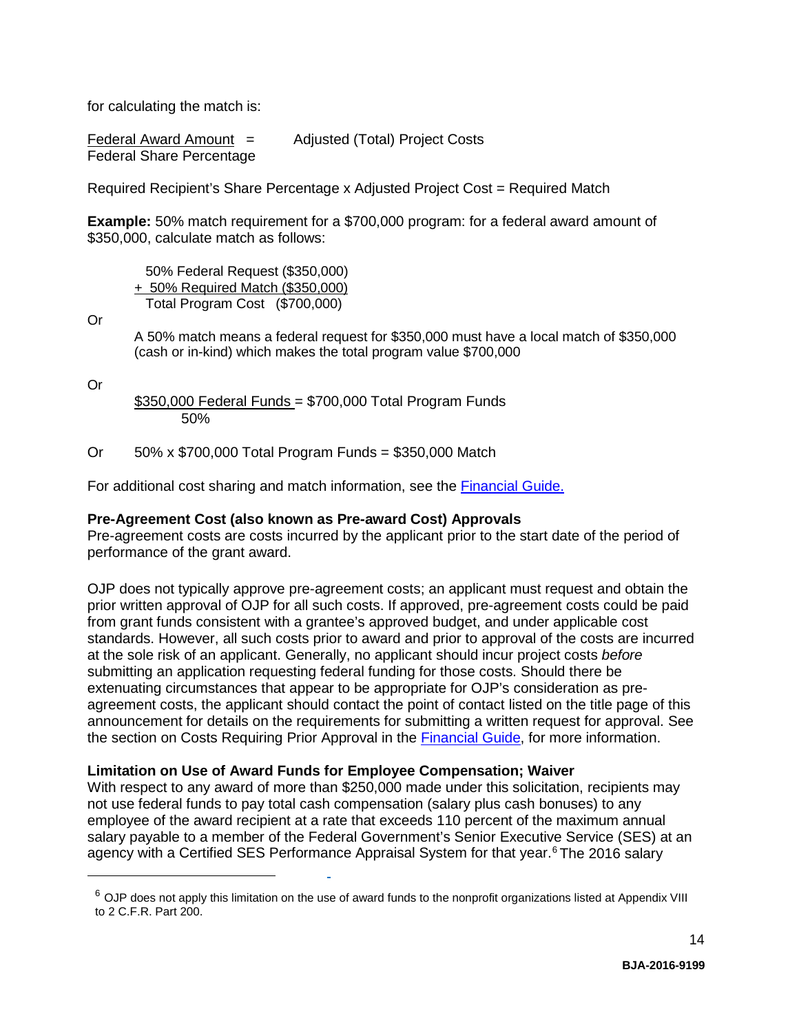for calculating the match is:

$$\frac{\text{Federal Award Amount}}{\text{Federal Share Percentage}} = \text{Adjusted (Total) Project Costs}$$

Required Recipient's Share Percentage x Adjusted Project Cost = Required Match

**Example:** 50% match requirement for a $700,000 program: for a federal award amount of $350,000, calculate match as follows:

```
  50% Federal Request ($350,000)
+ 50% Required Match ($350,000)
  Total Program Cost  ($700,000)
```

Or

A 50% match means a federal request for $350,000 must have a local match of $350,000 (cash or in-kind) which makes the total program value $700,000

Or

$$\frac{\$350{,}000 \text{ Federal Funds}}{50\%} = \$700{,}000 \text{ Total Program Funds}$$

Or 50% x $700,000 Total Program Funds = $350,000 Match

For additional cost sharing and match information, see the Financial Guide.

**Pre-Agreement Cost (also known as Pre-award Cost) Approvals**

Pre-agreement costs are costs incurred by the applicant prior to the start date of the period of performance of the grant award.

OJP does not typically approve pre-agreement costs; an applicant must request and obtain the prior written approval of OJP for all such costs. If approved, pre-agreement costs could be paid from grant funds consistent with a grantee's approved budget, and under applicable cost standards. However, all such costs prior to award and prior to approval of the costs are incurred at the sole risk of an applicant. Generally, no applicant should incur project costs *before* submitting an application requesting federal funding for those costs. Should there be extenuating circumstances that appear to be appropriate for OJP's consideration as pre-agreement costs, the applicant should contact the point of contact listed on the title page of this announcement for details on the requirements for submitting a written request for approval. See the section on Costs Requiring Prior Approval in the Financial Guide, for more information.

**Limitation on Use of Award Funds for Employee Compensation; Waiver**

With respect to any award of more than $250,000 made under this solicitation, recipients may not use federal funds to pay total cash compensation (salary plus cash bonuses) to any employee of the award recipient at a rate that exceeds 110 percent of the maximum annual salary payable to a member of the Federal Government's Senior Executive Service (SES) at an agency with a Certified SES Performance Appraisal System for that year.[6] The 2016 salary

[6] OJP does not apply this limitation on the use of award funds to the nonprofit organizations listed at Appendix VIII to 2 C.F.R. Part 200.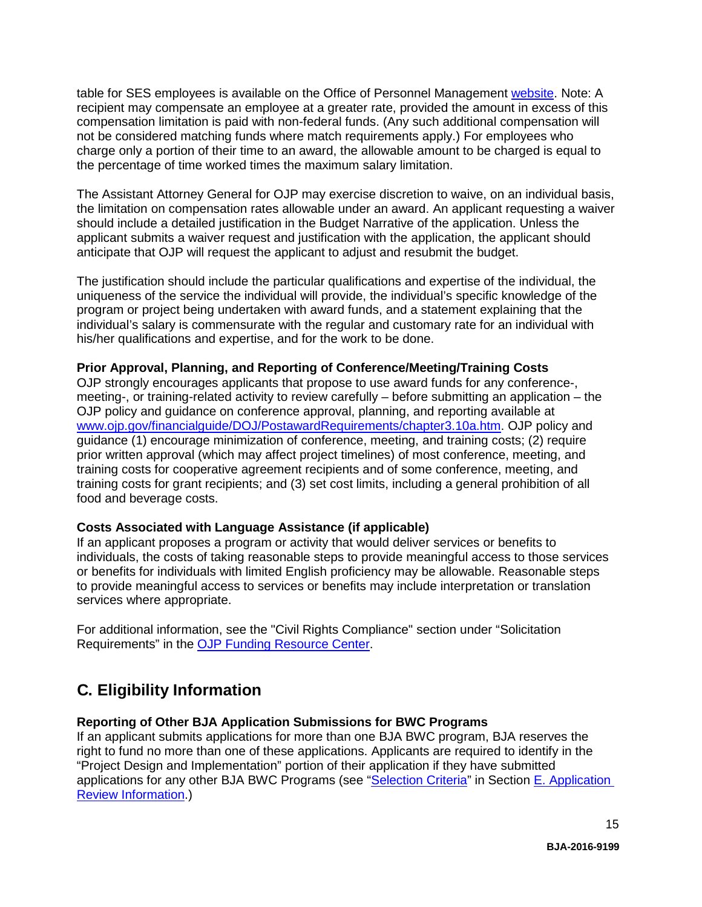table for SES employees is available on the Office of Personnel Management [website](). Note: A recipient may compensate an employee at a greater rate, provided the amount in excess of this compensation limitation is paid with non-federal funds. (Any such additional compensation will not be considered matching funds where match requirements apply.) For employees who charge only a portion of their time to an award, the allowable amount to be charged is equal to the percentage of time worked times the maximum salary limitation.

The Assistant Attorney General for OJP may exercise discretion to waive, on an individual basis, the limitation on compensation rates allowable under an award. An applicant requesting a waiver should include a detailed justification in the Budget Narrative of the application. Unless the applicant submits a waiver request and justification with the application, the applicant should anticipate that OJP will request the applicant to adjust and resubmit the budget.

The justification should include the particular qualifications and expertise of the individual, the uniqueness of the service the individual will provide, the individual's specific knowledge of the program or project being undertaken with award funds, and a statement explaining that the individual's salary is commensurate with the regular and customary rate for an individual with his/her qualifications and expertise, and for the work to be done.

**Prior Approval, Planning, and Reporting of Conference/Meeting/Training Costs**
OJP strongly encourages applicants that propose to use award funds for any conference-, meeting-, or training-related activity to review carefully – before submitting an application – the OJP policy and guidance on conference approval, planning, and reporting available at www.ojp.gov/financialguide/DOJ/PostawardRequirements/chapter3.10a.htm. OJP policy and guidance (1) encourage minimization of conference, meeting, and training costs; (2) require prior written approval (which may affect project timelines) of most conference, meeting, and training costs for cooperative agreement recipients and of some conference, meeting, and training costs for grant recipients; and (3) set cost limits, including a general prohibition of all food and beverage costs.

**Costs Associated with Language Assistance (if applicable)**
If an applicant proposes a program or activity that would deliver services or benefits to individuals, the costs of taking reasonable steps to provide meaningful access to those services or benefits for individuals with limited English proficiency may be allowable. Reasonable steps to provide meaningful access to services or benefits may include interpretation or translation services where appropriate.

For additional information, see the "Civil Rights Compliance" section under "Solicitation Requirements" in the OJP Funding Resource Center.

## C. Eligibility Information

**Reporting of Other BJA Application Submissions for BWC Programs**
If an applicant submits applications for more than one BJA BWC program, BJA reserves the right to fund no more than one of these applications. Applicants are required to identify in the "Project Design and Implementation" portion of their application if they have submitted applications for any other BJA BWC Programs (see "Selection Criteria" in Section E. Application Review Information.)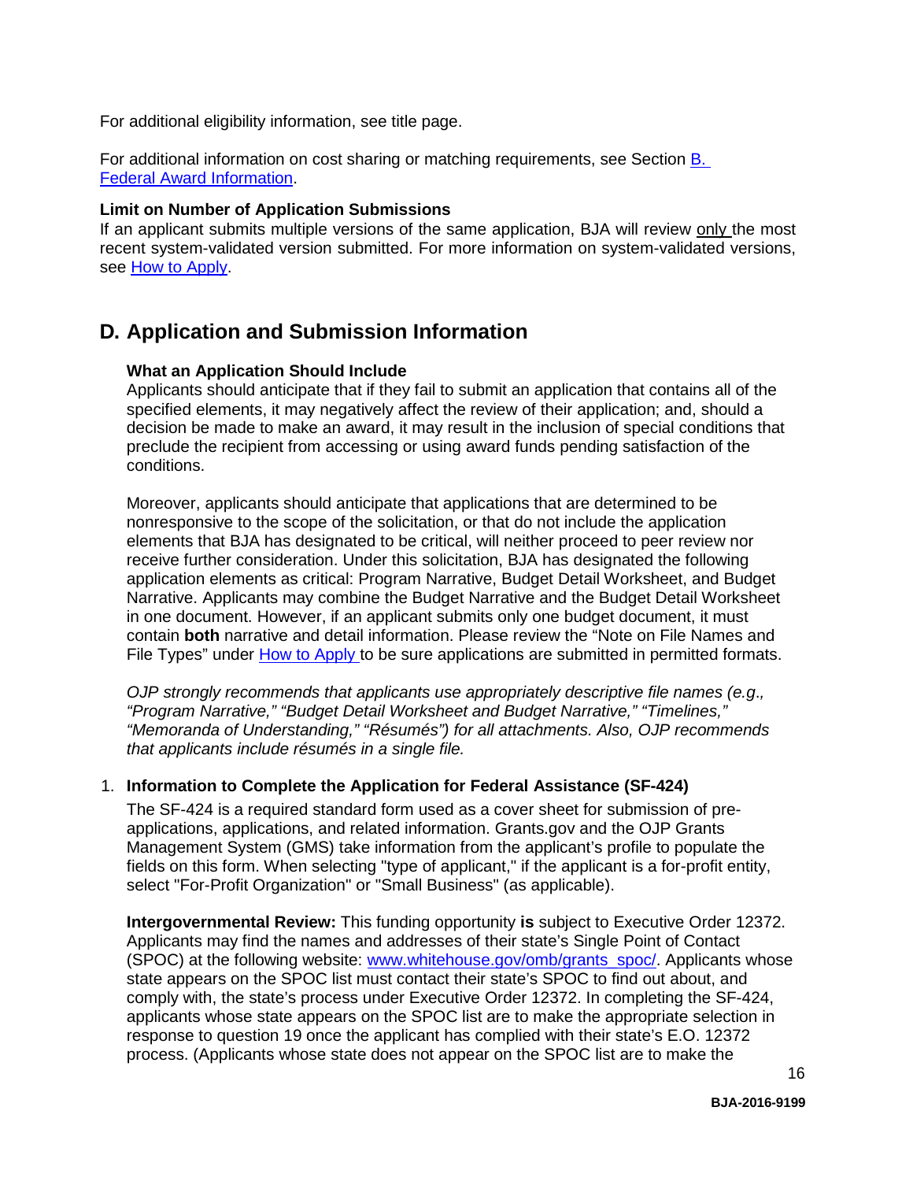For additional eligibility information, see title page.

For additional information on cost sharing or matching requirements, see Section [B. Federal Award Information](#).

**Limit on Number of Application Submissions**
If an applicant submits multiple versions of the same application, BJA will review only the most recent system-validated version submitted. For more information on system-validated versions, see [How to Apply](#).

## D. Application and Submission Information

**What an Application Should Include**
Applicants should anticipate that if they fail to submit an application that contains all of the specified elements, it may negatively affect the review of their application; and, should a decision be made to make an award, it may result in the inclusion of special conditions that preclude the recipient from accessing or using award funds pending satisfaction of the conditions.

Moreover, applicants should anticipate that applications that are determined to be nonresponsive to the scope of the solicitation, or that do not include the application elements that BJA has designated to be critical, will neither proceed to peer review nor receive further consideration. Under this solicitation, BJA has designated the following application elements as critical: Program Narrative, Budget Detail Worksheet, and Budget Narrative. Applicants may combine the Budget Narrative and the Budget Detail Worksheet in one document. However, if an applicant submits only one budget document, it must contain **both** narrative and detail information. Please review the "Note on File Names and File Types" under [How to Apply](#) to be sure applications are submitted in permitted formats.

*OJP strongly recommends that applicants use appropriately descriptive file names (e.g., "Program Narrative," "Budget Detail Worksheet and Budget Narrative," "Timelines," "Memoranda of Understanding," "Résumés") for all attachments. Also, OJP recommends that applicants include résumés in a single file.*

1. **Information to Complete the Application for Federal Assistance (SF-424)**

   The SF-424 is a required standard form used as a cover sheet for submission of pre-applications, applications, and related information. Grants.gov and the OJP Grants Management System (GMS) take information from the applicant's profile to populate the fields on this form. When selecting "type of applicant," if the applicant is a for-profit entity, select "For-Profit Organization" or "Small Business" (as applicable).

   **Intergovernmental Review:** This funding opportunity **is** subject to Executive Order 12372. Applicants may find the names and addresses of their state's Single Point of Contact (SPOC) at the following website: [www.whitehouse.gov/omb/grants_spoc/](http://www.whitehouse.gov/omb/grants_spoc/). Applicants whose state appears on the SPOC list must contact their state's SPOC to find out about, and comply with, the state's process under Executive Order 12372. In completing the SF-424, applicants whose state appears on the SPOC list are to make the appropriate selection in response to question 19 once the applicant has complied with their state's E.O. 12372 process. (Applicants whose state does not appear on the SPOC list are to make the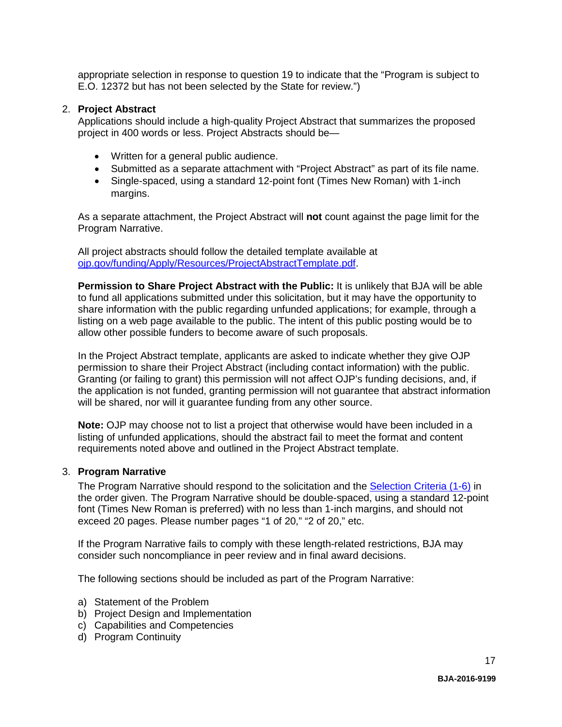appropriate selection in response to question 19 to indicate that the "Program is subject to E.O. 12372 but has not been selected by the State for review.")

2. **Project Abstract**

   Applications should include a high-quality Project Abstract that summarizes the proposed project in 400 words or less. Project Abstracts should be—

   - Written for a general public audience.
   - Submitted as a separate attachment with "Project Abstract" as part of its file name.
   - Single-spaced, using a standard 12-point font (Times New Roman) with 1-inch margins.

   As a separate attachment, the Project Abstract will **not** count against the page limit for the Program Narrative.

   All project abstracts should follow the detailed template available at [ojp.gov/funding/Apply/Resources/ProjectAbstractTemplate.pdf](ojp.gov/funding/Apply/Resources/ProjectAbstractTemplate.pdf).

   **Permission to Share Project Abstract with the Public:** It is unlikely that BJA will be able to fund all applications submitted under this solicitation, but it may have the opportunity to share information with the public regarding unfunded applications; for example, through a listing on a web page available to the public. The intent of this public posting would be to allow other possible funders to become aware of such proposals.

   In the Project Abstract template, applicants are asked to indicate whether they give OJP permission to share their Project Abstract (including contact information) with the public. Granting (or failing to grant) this permission will not affect OJP's funding decisions, and, if the application is not funded, granting permission will not guarantee that abstract information will be shared, nor will it guarantee funding from any other source.

   **Note:** OJP may choose not to list a project that otherwise would have been included in a listing of unfunded applications, should the abstract fail to meet the format and content requirements noted above and outlined in the Project Abstract template.

3. **Program Narrative**

   The Program Narrative should respond to the solicitation and the Selection Criteria (1-6) in the order given. The Program Narrative should be double-spaced, using a standard 12-point font (Times New Roman is preferred) with no less than 1-inch margins, and should not exceed 20 pages. Please number pages "1 of 20," "2 of 20," etc.

   If the Program Narrative fails to comply with these length-related restrictions, BJA may consider such noncompliance in peer review and in final award decisions.

   The following sections should be included as part of the Program Narrative:

   a) Statement of the Problem
   b) Project Design and Implementation
   c) Capabilities and Competencies
   d) Program Continuity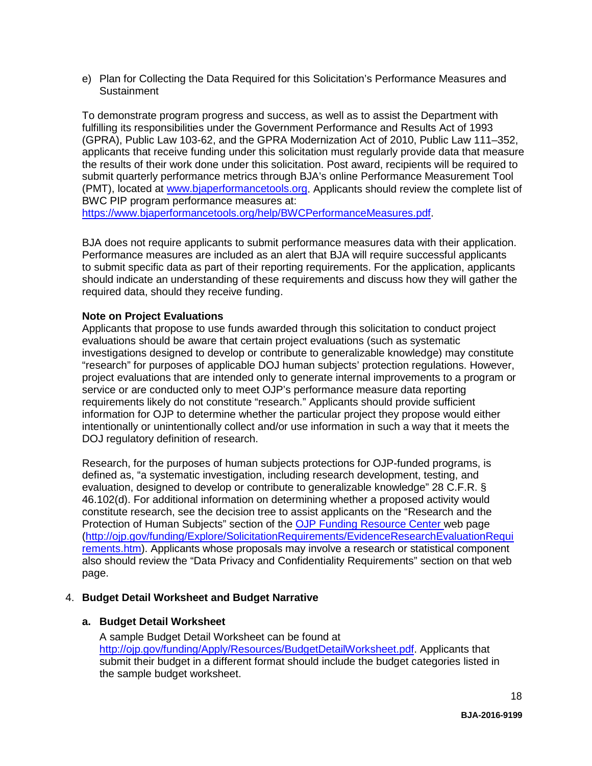e) Plan for Collecting the Data Required for this Solicitation's Performance Measures and Sustainment

To demonstrate program progress and success, as well as to assist the Department with fulfilling its responsibilities under the Government Performance and Results Act of 1993 (GPRA), Public Law 103-62, and the GPRA Modernization Act of 2010, Public Law 111–352, applicants that receive funding under this solicitation must regularly provide data that measure the results of their work done under this solicitation. Post award, recipients will be required to submit quarterly performance metrics through BJA's online Performance Measurement Tool (PMT), located at [www.bjaperformancetools.org](http://www.bjaperformancetools.org). Applicants should review the complete list of BWC PIP program performance measures at: [https://www.bjaperformancetools.org/help/BWCPerformanceMeasures.pdf](https://www.bjaperformancetools.org/help/BWCPerformanceMeasures.pdf).

BJA does not require applicants to submit performance measures data with their application. Performance measures are included as an alert that BJA will require successful applicants to submit specific data as part of their reporting requirements. For the application, applicants should indicate an understanding of these requirements and discuss how they will gather the required data, should they receive funding.

**Note on Project Evaluations**

Applicants that propose to use funds awarded through this solicitation to conduct project evaluations should be aware that certain project evaluations (such as systematic investigations designed to develop or contribute to generalizable knowledge) may constitute "research" for purposes of applicable DOJ human subjects' protection regulations. However, project evaluations that are intended only to generate internal improvements to a program or service or are conducted only to meet OJP's performance measure data reporting requirements likely do not constitute "research." Applicants should provide sufficient information for OJP to determine whether the particular project they propose would either intentionally or unintentionally collect and/or use information in such a way that it meets the DOJ regulatory definition of research.

Research, for the purposes of human subjects protections for OJP-funded programs, is defined as, "a systematic investigation, including research development, testing, and evaluation, designed to develop or contribute to generalizable knowledge" 28 C.F.R. § 46.102(d). For additional information on determining whether a proposed activity would constitute research, see the decision tree to assist applicants on the "Research and the Protection of Human Subjects" section of the [OJP Funding Resource Center](http://ojp.gov/funding/Explore/SolicitationRequirements/EvidenceResearchEvaluationRequirements.htm) web page ([http://ojp.gov/funding/Explore/SolicitationRequirements/EvidenceResearchEvaluationRequirements.htm](http://ojp.gov/funding/Explore/SolicitationRequirements/EvidenceResearchEvaluationRequirements.htm)). Applicants whose proposals may involve a research or statistical component also should review the "Data Privacy and Confidentiality Requirements" section on that web page.

4. **Budget Detail Worksheet and Budget Narrative**

**a. Budget Detail Worksheet**

A sample Budget Detail Worksheet can be found at [http://ojp.gov/funding/Apply/Resources/BudgetDetailWorksheet.pdf](http://ojp.gov/funding/Apply/Resources/BudgetDetailWorksheet.pdf). Applicants that submit their budget in a different format should include the budget categories listed in the sample budget worksheet.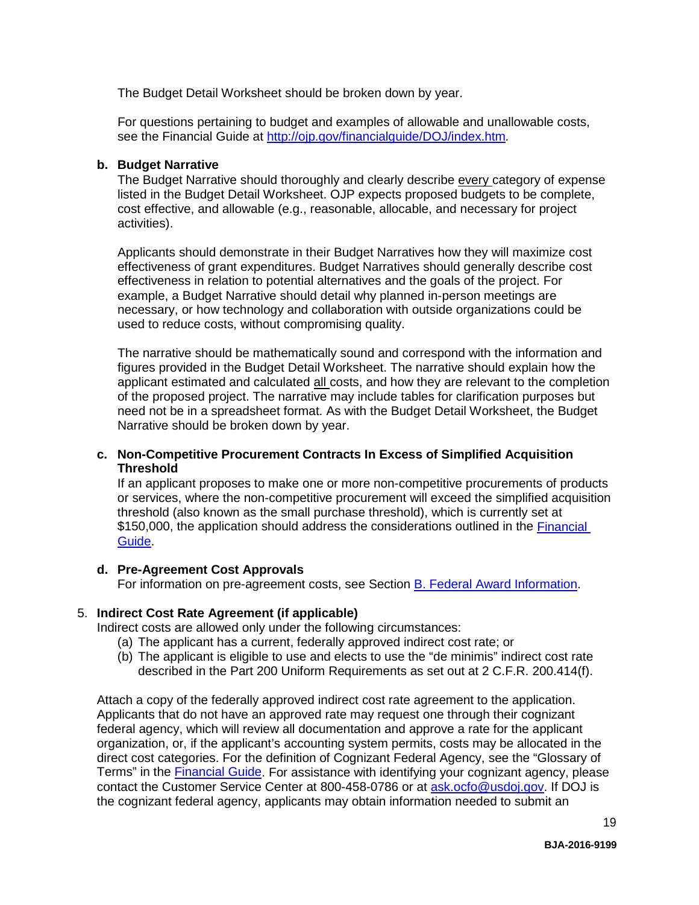The Budget Detail Worksheet should be broken down by year.

For questions pertaining to budget and examples of allowable and unallowable costs, see the Financial Guide at [http://ojp.gov/financialguide/DOJ/index.htm](http://ojp.gov/financialguide/DOJ/index.htm).

**b. Budget Narrative**

The Budget Narrative should thoroughly and clearly describe every category of expense listed in the Budget Detail Worksheet. OJP expects proposed budgets to be complete, cost effective, and allowable (e.g., reasonable, allocable, and necessary for project activities).

Applicants should demonstrate in their Budget Narratives how they will maximize cost effectiveness of grant expenditures. Budget Narratives should generally describe cost effectiveness in relation to potential alternatives and the goals of the project. For example, a Budget Narrative should detail why planned in-person meetings are necessary, or how technology and collaboration with outside organizations could be used to reduce costs, without compromising quality.

The narrative should be mathematically sound and correspond with the information and figures provided in the Budget Detail Worksheet. The narrative should explain how the applicant estimated and calculated all costs, and how they are relevant to the completion of the proposed project. The narrative may include tables for clarification purposes but need not be in a spreadsheet format. As with the Budget Detail Worksheet, the Budget Narrative should be broken down by year.

**c. Non-Competitive Procurement Contracts In Excess of Simplified Acquisition Threshold**

If an applicant proposes to make one or more non-competitive procurements of products or services, where the non-competitive procurement will exceed the simplified acquisition threshold (also known as the small purchase threshold), which is currently set at $150,000, the application should address the considerations outlined in the Financial Guide.

**d. Pre-Agreement Cost Approvals**

For information on pre-agreement costs, see Section B. Federal Award Information.

5. **Indirect Cost Rate Agreement (if applicable)**

Indirect costs are allowed only under the following circumstances:

(a) The applicant has a current, federally approved indirect cost rate; or
(b) The applicant is eligible to use and elects to use the "de minimis" indirect cost rate described in the Part 200 Uniform Requirements as set out at 2 C.F.R. 200.414(f).

Attach a copy of the federally approved indirect cost rate agreement to the application. Applicants that do not have an approved rate may request one through their cognizant federal agency, which will review all documentation and approve a rate for the applicant organization, or, if the applicant's accounting system permits, costs may be allocated in the direct cost categories. For the definition of Cognizant Federal Agency, see the "Glossary of Terms" in the Financial Guide. For assistance with identifying your cognizant agency, please contact the Customer Service Center at 800-458-0786 or at [ask.ocfo@usdoj.gov](mailto:ask.ocfo@usdoj.gov). If DOJ is the cognizant federal agency, applicants may obtain information needed to submit an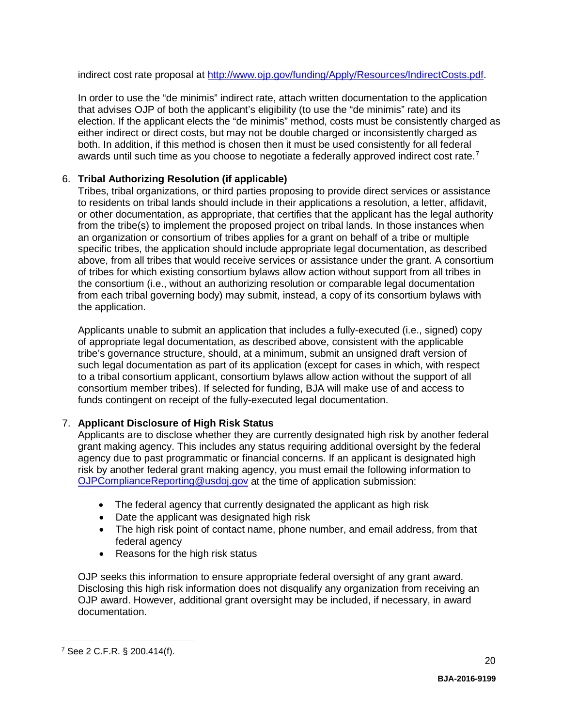indirect cost rate proposal at http://www.ojp.gov/funding/Apply/Resources/IndirectCosts.pdf.

In order to use the "de minimis" indirect rate, attach written documentation to the application that advises OJP of both the applicant's eligibility (to use the "de minimis" rate) and its election. If the applicant elects the "de minimis" method, costs must be consistently charged as either indirect or direct costs, but may not be double charged or inconsistently charged as both. In addition, if this method is chosen then it must be used consistently for all federal awards until such time as you choose to negotiate a federally approved indirect cost rate.[7]

6. **Tribal Authorizing Resolution (if applicable)**
   Tribes, tribal organizations, or third parties proposing to provide direct services or assistance to residents on tribal lands should include in their applications a resolution, a letter, affidavit, or other documentation, as appropriate, that certifies that the applicant has the legal authority from the tribe(s) to implement the proposed project on tribal lands. In those instances when an organization or consortium of tribes applies for a grant on behalf of a tribe or multiple specific tribes, the application should include appropriate legal documentation, as described above, from all tribes that would receive services or assistance under the grant. A consortium of tribes for which existing consortium bylaws allow action without support from all tribes in the consortium (i.e., without an authorizing resolution or comparable legal documentation from each tribal governing body) may submit, instead, a copy of its consortium bylaws with the application.

   Applicants unable to submit an application that includes a fully-executed (i.e., signed) copy of appropriate legal documentation, as described above, consistent with the applicable tribe's governance structure, should, at a minimum, submit an unsigned draft version of such legal documentation as part of its application (except for cases in which, with respect to a tribal consortium applicant, consortium bylaws allow action without the support of all consortium member tribes). If selected for funding, BJA will make use of and access to funds contingent on receipt of the fully-executed legal documentation.

7. **Applicant Disclosure of High Risk Status**
   Applicants are to disclose whether they are currently designated high risk by another federal grant making agency. This includes any status requiring additional oversight by the federal agency due to past programmatic or financial concerns. If an applicant is designated high risk by another federal grant making agency, you must email the following information to OJPComplianceReporting@usdoj.gov at the time of application submission:

   - The federal agency that currently designated the applicant as high risk
   - Date the applicant was designated high risk
   - The high risk point of contact name, phone number, and email address, from that federal agency
   - Reasons for the high risk status

   OJP seeks this information to ensure appropriate federal oversight of any grant award. Disclosing this high risk information does not disqualify any organization from receiving an OJP award. However, additional grant oversight may be included, if necessary, in award documentation.

[7] See 2 C.F.R. § 200.414(f).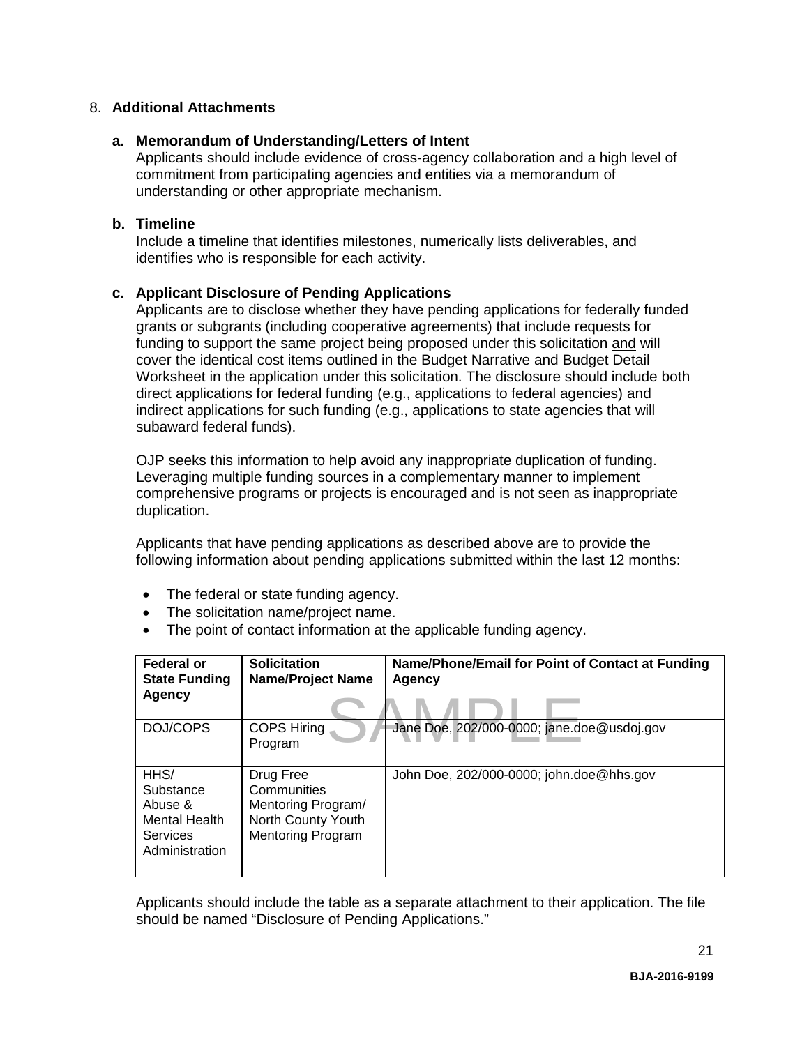8. **Additional Attachments**

**a. Memorandum of Understanding/Letters of Intent**

Applicants should include evidence of cross-agency collaboration and a high level of commitment from participating agencies and entities via a memorandum of understanding or other appropriate mechanism.

**b. Timeline**

Include a timeline that identifies milestones, numerically lists deliverables, and identifies who is responsible for each activity.

**c. Applicant Disclosure of Pending Applications**

Applicants are to disclose whether they have pending applications for federally funded grants or subgrants (including cooperative agreements) that include requests for funding to support the same project being proposed under this solicitation and will cover the identical cost items outlined in the Budget Narrative and Budget Detail Worksheet in the application under this solicitation. The disclosure should include both direct applications for federal funding (e.g., applications to federal agencies) and indirect applications for such funding (e.g., applications to state agencies that will subaward federal funds).

OJP seeks this information to help avoid any inappropriate duplication of funding. Leveraging multiple funding sources in a complementary manner to implement comprehensive programs or projects is encouraged and is not seen as inappropriate duplication.

Applicants that have pending applications as described above are to provide the following information about pending applications submitted within the last 12 months:

- The federal or state funding agency.
- The solicitation name/project name.
- The point of contact information at the applicable funding agency.

| Federal or State Funding Agency | Solicitation Name/Project Name | Name/Phone/Email for Point of Contact at Funding Agency |
|---|---|---|
| DOJ/COPS | COPS Hiring Program | Jane Doe, 202/000-0000; jane.doe@usdoj.gov |
| HHS/ Substance Abuse & Mental Health Services Administration | Drug Free Communities Mentoring Program/ North County Youth Mentoring Program | John Doe, 202/000-0000; john.doe@hhs.gov |

Applicants should include the table as a separate attachment to their application. The file should be named "Disclosure of Pending Applications."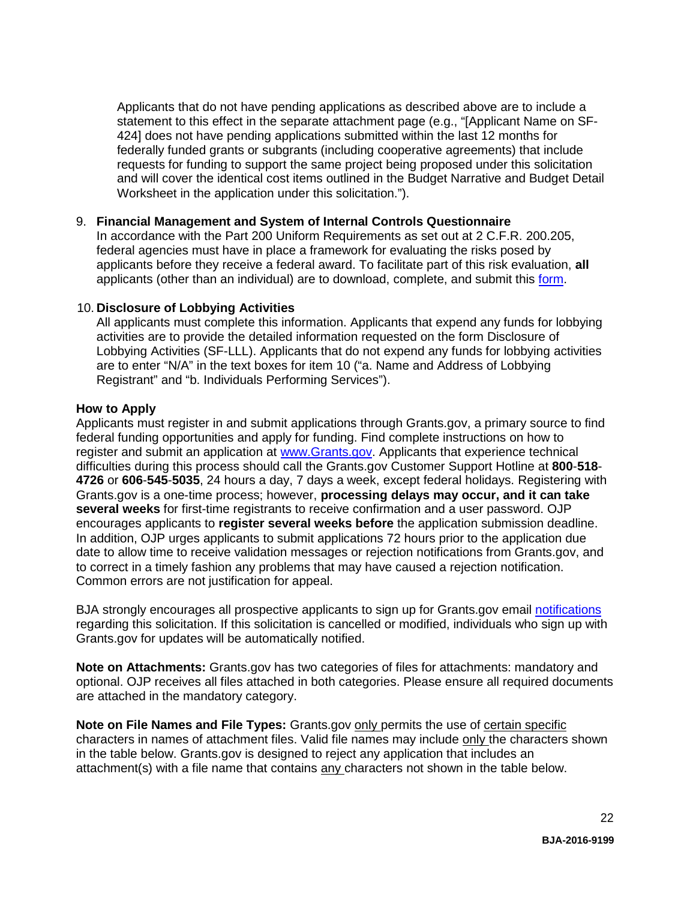Applicants that do not have pending applications as described above are to include a statement to this effect in the separate attachment page (e.g., "[Applicant Name on SF-424] does not have pending applications submitted within the last 12 months for federally funded grants or subgrants (including cooperative agreements) that include requests for funding to support the same project being proposed under this solicitation and will cover the identical cost items outlined in the Budget Narrative and Budget Detail Worksheet in the application under this solicitation.").

9. **Financial Management and System of Internal Controls Questionnaire**
   In accordance with the Part 200 Uniform Requirements as set out at 2 C.F.R. 200.205, federal agencies must have in place a framework for evaluating the risks posed by applicants before they receive a federal award. To facilitate part of this risk evaluation, **all** applicants (other than an individual) are to download, complete, and submit this form.

10. **Disclosure of Lobbying Activities**
    All applicants must complete this information. Applicants that expend any funds for lobbying activities are to provide the detailed information requested on the form Disclosure of Lobbying Activities (SF-LLL). Applicants that do not expend any funds for lobbying activities are to enter "N/A" in the text boxes for item 10 ("a. Name and Address of Lobbying Registrant" and "b. Individuals Performing Services").

**How to Apply**
Applicants must register in and submit applications through Grants.gov, a primary source to find federal funding opportunities and apply for funding. Find complete instructions on how to register and submit an application at www.Grants.gov. Applicants that experience technical difficulties during this process should call the Grants.gov Customer Support Hotline at **800**-**518**-**4726** or **606**-**545**-**5035**, 24 hours a day, 7 days a week, except federal holidays. Registering with Grants.gov is a one-time process; however, **processing delays may occur, and it can take several weeks** for first-time registrants to receive confirmation and a user password. OJP encourages applicants to **register several weeks before** the application submission deadline. In addition, OJP urges applicants to submit applications 72 hours prior to the application due date to allow time to receive validation messages or rejection notifications from Grants.gov, and to correct in a timely fashion any problems that may have caused a rejection notification. Common errors are not justification for appeal.

BJA strongly encourages all prospective applicants to sign up for Grants.gov email notifications regarding this solicitation. If this solicitation is cancelled or modified, individuals who sign up with Grants.gov for updates will be automatically notified.

**Note on Attachments:** Grants.gov has two categories of files for attachments: mandatory and optional. OJP receives all files attached in both categories. Please ensure all required documents are attached in the mandatory category.

**Note on File Names and File Types:** Grants.gov only permits the use of certain specific characters in names of attachment files. Valid file names may include only the characters shown in the table below. Grants.gov is designed to reject any application that includes an attachment(s) with a file name that contains any characters not shown in the table below.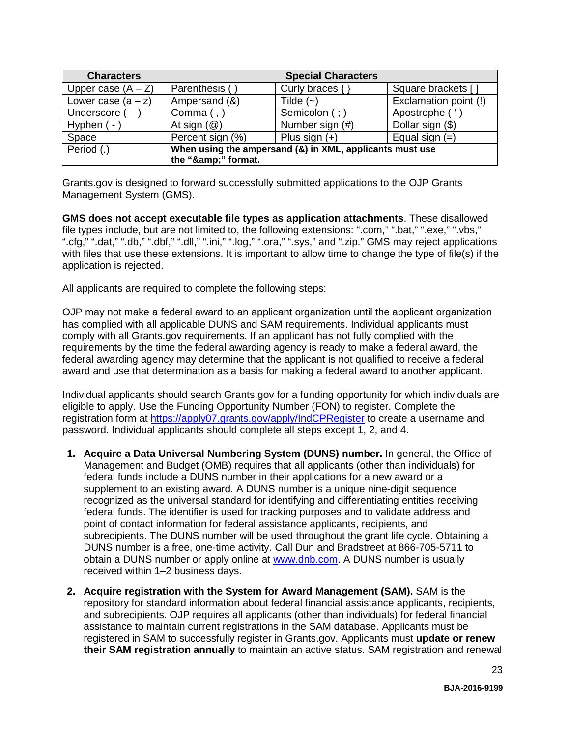| Characters | Special Characters | | |
|---|---|---|---|
| Upper case (A – Z) | Parenthesis ( ) | Curly braces { } | Square brackets [ ] |
| Lower case (a – z) | Ampersand (&) | Tilde (~) | Exclamation point (!) |
| Underscore ( _ ) | Comma ( , ) | Semicolon ( ; ) | Apostrophe ( ' ) |
| Hyphen ( - ) | At sign (@) | Number sign (#) | Dollar sign ($) |
| Space | Percent sign (%) | Plus sign (+) | Equal sign (=) |
| Period (.) | **When using the ampersand (&) in XML, applicants must use the "&amp;amp;" format.** | | |

Grants.gov is designed to forward successfully submitted applications to the OJP Grants Management System (GMS).

**GMS does not accept executable file types as application attachments**. These disallowed file types include, but are not limited to, the following extensions: ".com," ".bat," ".exe," ".vbs," ".cfg," ".dat," ".db," ".dbf," ".dll," ".ini," ".log," ".ora," ".sys," and ".zip." GMS may reject applications with files that use these extensions. It is important to allow time to change the type of file(s) if the application is rejected.

All applicants are required to complete the following steps:

OJP may not make a federal award to an applicant organization until the applicant organization has complied with all applicable DUNS and SAM requirements. Individual applicants must comply with all Grants.gov requirements. If an applicant has not fully complied with the requirements by the time the federal awarding agency is ready to make a federal award, the federal awarding agency may determine that the applicant is not qualified to receive a federal award and use that determination as a basis for making a federal award to another applicant.

Individual applicants should search Grants.gov for a funding opportunity for which individuals are eligible to apply. Use the Funding Opportunity Number (FON) to register. Complete the registration form at https://apply07.grants.gov/apply/IndCPRegister to create a username and password. Individual applicants should complete all steps except 1, 2, and 4.

1. **Acquire a Data Universal Numbering System (DUNS) number.** In general, the Office of Management and Budget (OMB) requires that all applicants (other than individuals) for federal funds include a DUNS number in their applications for a new award or a supplement to an existing award. A DUNS number is a unique nine-digit sequence recognized as the universal standard for identifying and differentiating entities receiving federal funds. The identifier is used for tracking purposes and to validate address and point of contact information for federal assistance applicants, recipients, and subrecipients. The DUNS number will be used throughout the grant life cycle. Obtaining a DUNS number is a free, one-time activity. Call Dun and Bradstreet at 866-705-5711 to obtain a DUNS number or apply online at www.dnb.com. A DUNS number is usually received within 1–2 business days.

2. **Acquire registration with the System for Award Management (SAM).** SAM is the repository for standard information about federal financial assistance applicants, recipients, and subrecipients. OJP requires all applicants (other than individuals) for federal financial assistance to maintain current registrations in the SAM database. Applicants must be registered in SAM to successfully register in Grants.gov. Applicants must **update or renew their SAM registration annually** to maintain an active status. SAM registration and renewal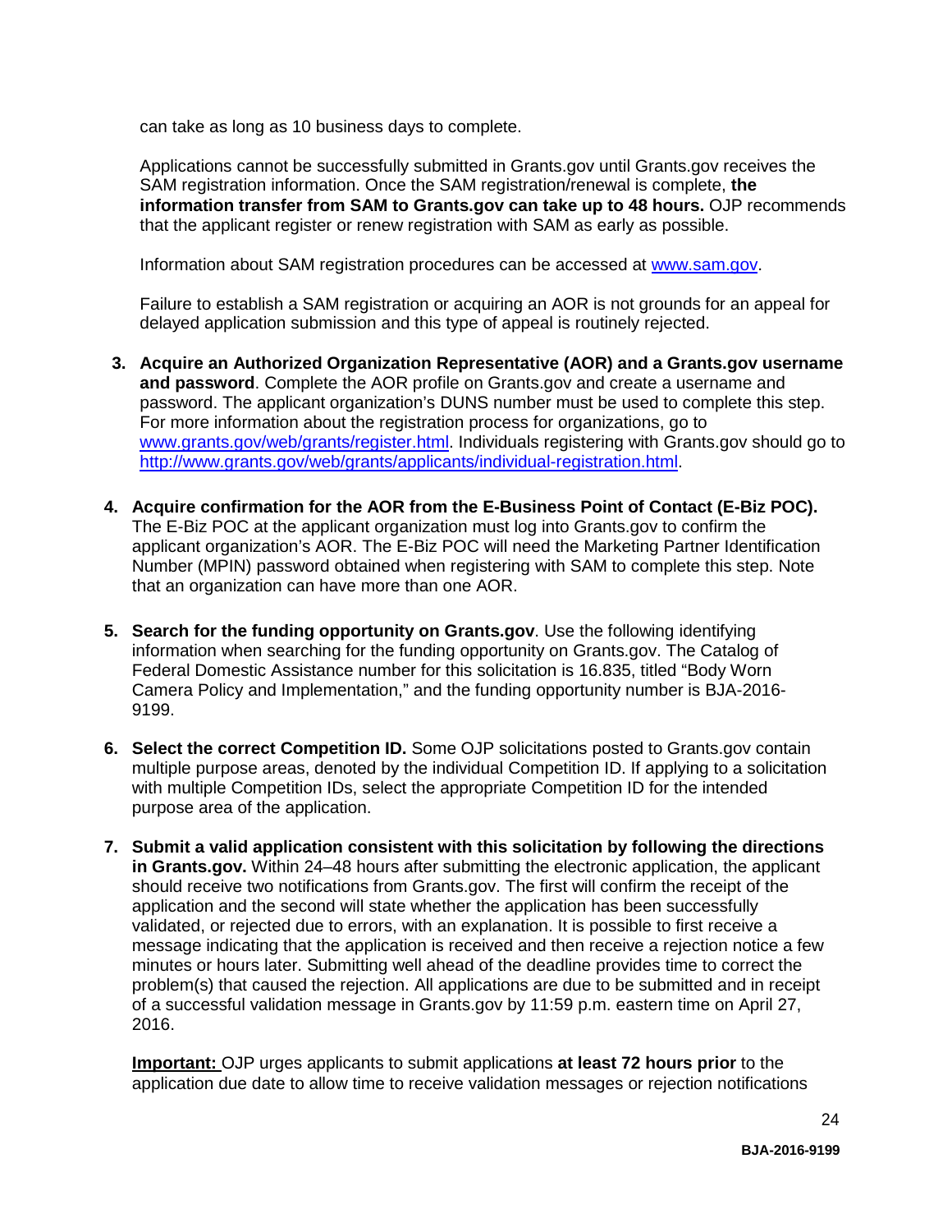can take as long as 10 business days to complete.

Applications cannot be successfully submitted in Grants.gov until Grants.gov receives the SAM registration information. Once the SAM registration/renewal is complete, **the information transfer from SAM to Grants.gov can take up to 48 hours.** OJP recommends that the applicant register or renew registration with SAM as early as possible.

Information about SAM registration procedures can be accessed at [www.sam.gov](www.sam.gov).

Failure to establish a SAM registration or acquiring an AOR is not grounds for an appeal for delayed application submission and this type of appeal is routinely rejected.

3. **Acquire an Authorized Organization Representative (AOR) and a Grants.gov username and password**. Complete the AOR profile on Grants.gov and create a username and password. The applicant organization's DUNS number must be used to complete this step. For more information about the registration process for organizations, go to [www.grants.gov/web/grants/register.html](www.grants.gov/web/grants/register.html). Individuals registering with Grants.gov should go to [http://www.grants.gov/web/grants/applicants/individual-registration.html](http://www.grants.gov/web/grants/applicants/individual-registration.html).

4. **Acquire confirmation for the AOR from the E-Business Point of Contact (E-Biz POC).** The E-Biz POC at the applicant organization must log into Grants.gov to confirm the applicant organization's AOR. The E-Biz POC will need the Marketing Partner Identification Number (MPIN) password obtained when registering with SAM to complete this step. Note that an organization can have more than one AOR.

5. **Search for the funding opportunity on Grants.gov**. Use the following identifying information when searching for the funding opportunity on Grants.gov. The Catalog of Federal Domestic Assistance number for this solicitation is 16.835, titled "Body Worn Camera Policy and Implementation," and the funding opportunity number is BJA-2016-9199.

6. **Select the correct Competition ID.** Some OJP solicitations posted to Grants.gov contain multiple purpose areas, denoted by the individual Competition ID. If applying to a solicitation with multiple Competition IDs, select the appropriate Competition ID for the intended purpose area of the application.

7. **Submit a valid application consistent with this solicitation by following the directions in Grants.gov.** Within 24–48 hours after submitting the electronic application, the applicant should receive two notifications from Grants.gov. The first will confirm the receipt of the application and the second will state whether the application has been successfully validated, or rejected due to errors, with an explanation. It is possible to first receive a message indicating that the application is received and then receive a rejection notice a few minutes or hours later. Submitting well ahead of the deadline provides time to correct the problem(s) that caused the rejection. All applications are due to be submitted and in receipt of a successful validation message in Grants.gov by 11:59 p.m. eastern time on April 27, 2016.

   **Important:** OJP urges applicants to submit applications **at least 72 hours prior** to the application due date to allow time to receive validation messages or rejection notifications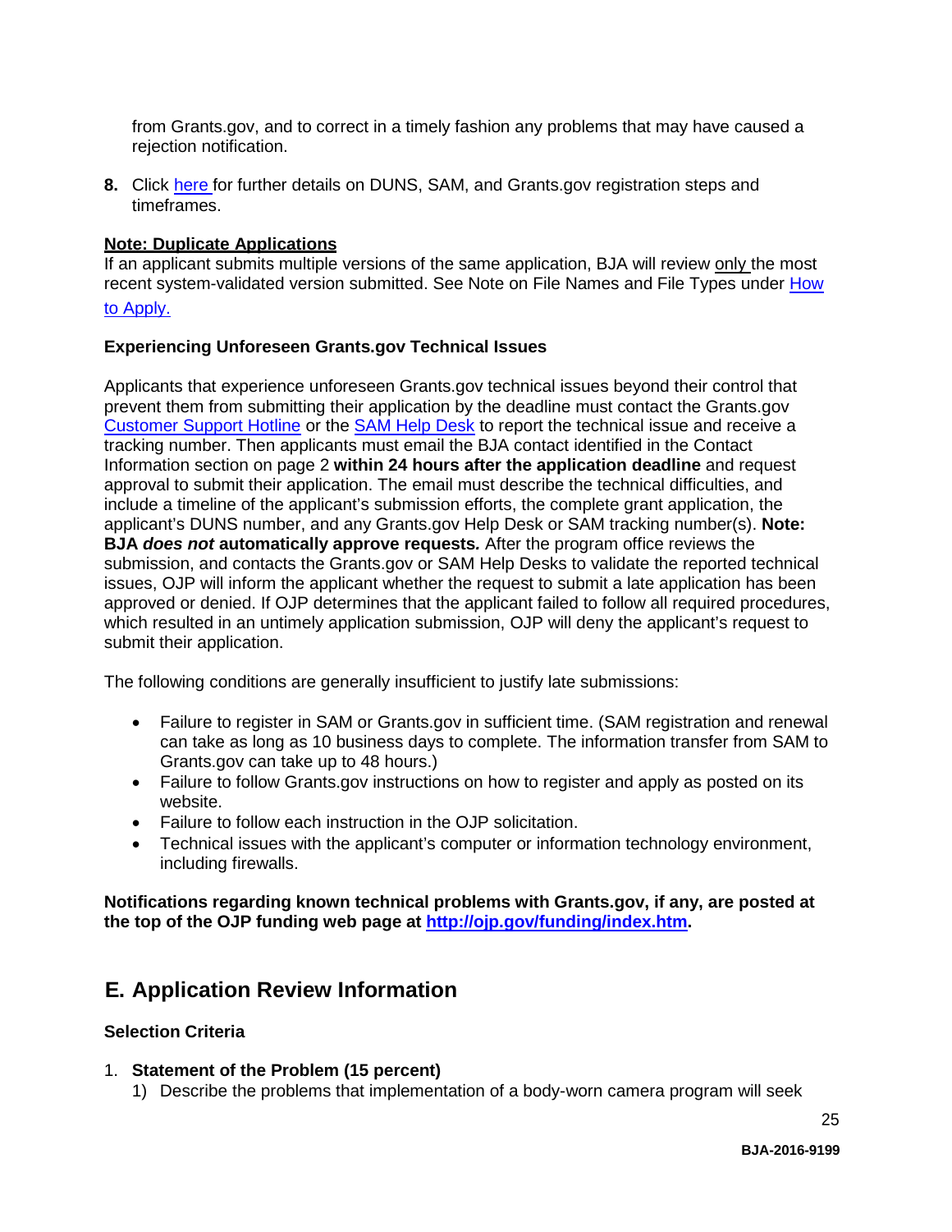from Grants.gov, and to correct in a timely fashion any problems that may have caused a rejection notification.

8. Click here for further details on DUNS, SAM, and Grants.gov registration steps and timeframes.

**Note: Duplicate Applications**
If an applicant submits multiple versions of the same application, BJA will review only the most recent system-validated version submitted. See Note on File Names and File Types under How to Apply.

**Experiencing Unforeseen Grants.gov Technical Issues**

Applicants that experience unforeseen Grants.gov technical issues beyond their control that prevent them from submitting their application by the deadline must contact the Grants.gov Customer Support Hotline or the SAM Help Desk to report the technical issue and receive a tracking number. Then applicants must email the BJA contact identified in the Contact Information section on page 2 **within 24 hours after the application deadline** and request approval to submit their application. The email must describe the technical difficulties, and include a timeline of the applicant's submission efforts, the complete grant application, the applicant's DUNS number, and any Grants.gov Help Desk or SAM tracking number(s). **Note: BJA *does not* automatically approve requests***.* After the program office reviews the submission, and contacts the Grants.gov or SAM Help Desks to validate the reported technical issues, OJP will inform the applicant whether the request to submit a late application has been approved or denied. If OJP determines that the applicant failed to follow all required procedures, which resulted in an untimely application submission, OJP will deny the applicant's request to submit their application.

The following conditions are generally insufficient to justify late submissions:

- Failure to register in SAM or Grants.gov in sufficient time. (SAM registration and renewal can take as long as 10 business days to complete. The information transfer from SAM to Grants.gov can take up to 48 hours.)
- Failure to follow Grants.gov instructions on how to register and apply as posted on its website.
- Failure to follow each instruction in the OJP solicitation.
- Technical issues with the applicant's computer or information technology environment, including firewalls.

**Notifications regarding known technical problems with Grants.gov, if any, are posted at the top of the OJP funding web page at http://ojp.gov/funding/index.htm.**

## E. Application Review Information

**Selection Criteria**

1. **Statement of the Problem (15 percent)**
   1) Describe the problems that implementation of a body-worn camera program will seek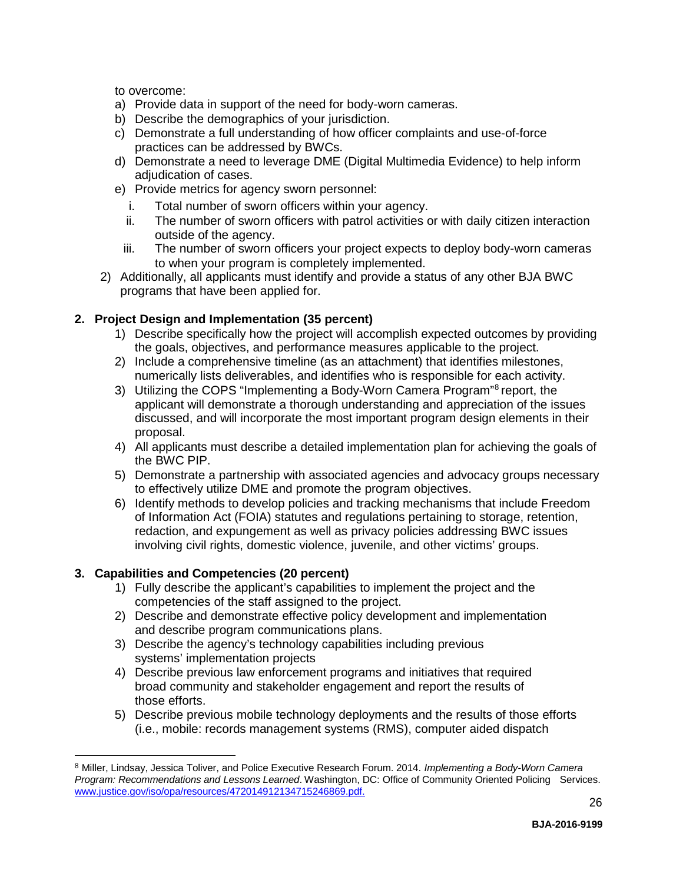to overcome:

a) Provide data in support of the need for body-worn cameras.
b) Describe the demographics of your jurisdiction.
c) Demonstrate a full understanding of how officer complaints and use-of-force practices can be addressed by BWCs.
d) Demonstrate a need to leverage DME (Digital Multimedia Evidence) to help inform adjudication of cases.
e) Provide metrics for agency sworn personnel:
   i. Total number of sworn officers within your agency.
   ii. The number of sworn officers with patrol activities or with daily citizen interaction outside of the agency.
   iii. The number of sworn officers your project expects to deploy body-worn cameras to when your program is completely implemented.

2) Additionally, all applicants must identify and provide a status of any other BJA BWC programs that have been applied for.

**2. Project Design and Implementation (35 percent)**

1) Describe specifically how the project will accomplish expected outcomes by providing the goals, objectives, and performance measures applicable to the project.
2) Include a comprehensive timeline (as an attachment) that identifies milestones, numerically lists deliverables, and identifies who is responsible for each activity.
3) Utilizing the COPS "Implementing a Body-Worn Camera Program"[8] report, the applicant will demonstrate a thorough understanding and appreciation of the issues discussed, and will incorporate the most important program design elements in their proposal.
4) All applicants must describe a detailed implementation plan for achieving the goals of the BWC PIP.
5) Demonstrate a partnership with associated agencies and advocacy groups necessary to effectively utilize DME and promote the program objectives.
6) Identify methods to develop policies and tracking mechanisms that include Freedom of Information Act (FOIA) statutes and regulations pertaining to storage, retention, redaction, and expungement as well as privacy policies addressing BWC issues involving civil rights, domestic violence, juvenile, and other victims' groups.

**3. Capabilities and Competencies (20 percent)**

1) Fully describe the applicant's capabilities to implement the project and the competencies of the staff assigned to the project.
2) Describe and demonstrate effective policy development and implementation and describe program communications plans.
3) Describe the agency's technology capabilities including previous systems' implementation projects
4) Describe previous law enforcement programs and initiatives that required broad community and stakeholder engagement and report the results of those efforts.
5) Describe previous mobile technology deployments and the results of those efforts (i.e., mobile: records management systems (RMS), computer aided dispatch

[8] Miller, Lindsay, Jessica Toliver, and Police Executive Research Forum. 2014. *Implementing a Body-Worn Camera Program: Recommendations and Lessons Learned*. Washington, DC: Office of Community Oriented Policing Services. www.justice.gov/iso/opa/resources/472014912134715246869.pdf.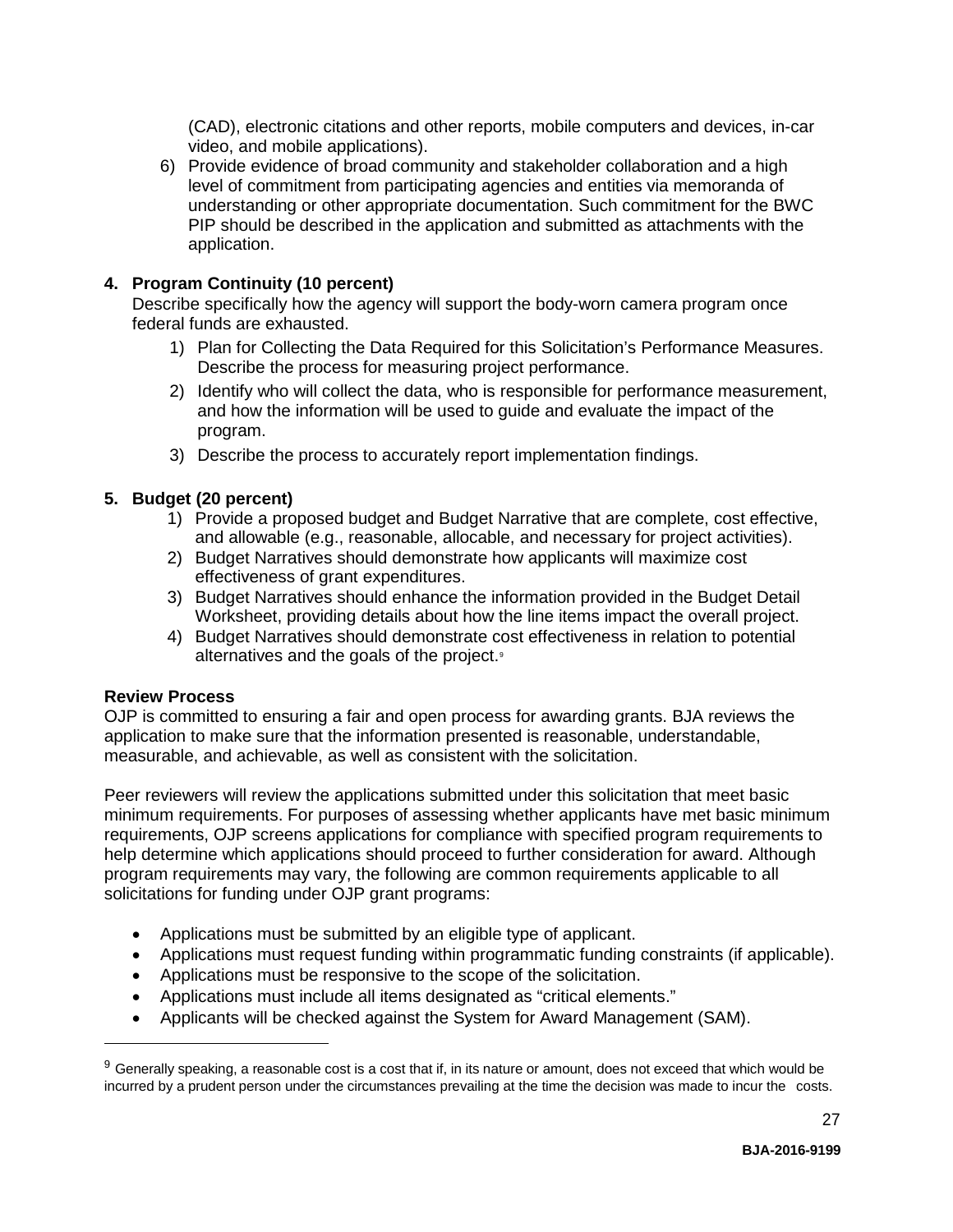(CAD), electronic citations and other reports, mobile computers and devices, in-car video, and mobile applications).

6) Provide evidence of broad community and stakeholder collaboration and a high level of commitment from participating agencies and entities via memoranda of understanding or other appropriate documentation. Such commitment for the BWC PIP should be described in the application and submitted as attachments with the application.

**4. Program Continuity (10 percent)**

Describe specifically how the agency will support the body-worn camera program once federal funds are exhausted.

1) Plan for Collecting the Data Required for this Solicitation's Performance Measures. Describe the process for measuring project performance.
2) Identify who will collect the data, who is responsible for performance measurement, and how the information will be used to guide and evaluate the impact of the program.
3) Describe the process to accurately report implementation findings.

**5. Budget (20 percent)**

1) Provide a proposed budget and Budget Narrative that are complete, cost effective, and allowable (e.g., reasonable, allocable, and necessary for project activities).
2) Budget Narratives should demonstrate how applicants will maximize cost effectiveness of grant expenditures.
3) Budget Narratives should enhance the information provided in the Budget Detail Worksheet, providing details about how the line items impact the overall project.
4) Budget Narratives should demonstrate cost effectiveness in relation to potential alternatives and the goals of the project.[9]

**Review Process**

OJP is committed to ensuring a fair and open process for awarding grants. BJA reviews the application to make sure that the information presented is reasonable, understandable, measurable, and achievable, as well as consistent with the solicitation.

Peer reviewers will review the applications submitted under this solicitation that meet basic minimum requirements. For purposes of assessing whether applicants have met basic minimum requirements, OJP screens applications for compliance with specified program requirements to help determine which applications should proceed to further consideration for award. Although program requirements may vary, the following are common requirements applicable to all solicitations for funding under OJP grant programs:

- Applications must be submitted by an eligible type of applicant.
- Applications must request funding within programmatic funding constraints (if applicable).
- Applications must be responsive to the scope of the solicitation.
- Applications must include all items designated as "critical elements."
- Applicants will be checked against the System for Award Management (SAM).

---

[9] Generally speaking, a reasonable cost is a cost that if, in its nature or amount, does not exceed that which would be incurred by a prudent person under the circumstances prevailing at the time the decision was made to incur the costs.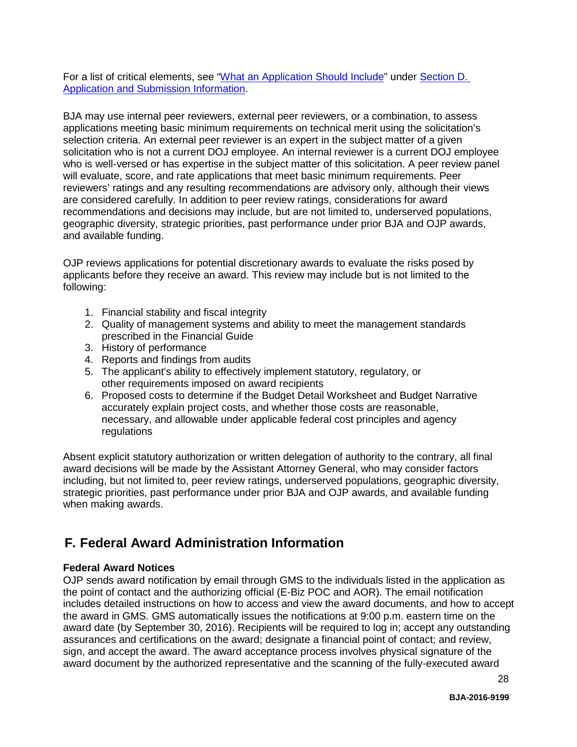For a list of critical elements, see "What an Application Should Include" under Section D. Application and Submission Information.

BJA may use internal peer reviewers, external peer reviewers, or a combination, to assess applications meeting basic minimum requirements on technical merit using the solicitation's selection criteria. An external peer reviewer is an expert in the subject matter of a given solicitation who is not a current DOJ employee. An internal reviewer is a current DOJ employee who is well-versed or has expertise in the subject matter of this solicitation. A peer review panel will evaluate, score, and rate applications that meet basic minimum requirements. Peer reviewers' ratings and any resulting recommendations are advisory only, although their views are considered carefully. In addition to peer review ratings, considerations for award recommendations and decisions may include, but are not limited to, underserved populations, geographic diversity, strategic priorities, past performance under prior BJA and OJP awards, and available funding.

OJP reviews applications for potential discretionary awards to evaluate the risks posed by applicants before they receive an award. This review may include but is not limited to the following:

1. Financial stability and fiscal integrity
2. Quality of management systems and ability to meet the management standards prescribed in the Financial Guide
3. History of performance
4. Reports and findings from audits
5. The applicant's ability to effectively implement statutory, regulatory, or other requirements imposed on award recipients
6. Proposed costs to determine if the Budget Detail Worksheet and Budget Narrative accurately explain project costs, and whether those costs are reasonable, necessary, and allowable under applicable federal cost principles and agency regulations

Absent explicit statutory authorization or written delegation of authority to the contrary, all final award decisions will be made by the Assistant Attorney General, who may consider factors including, but not limited to, peer review ratings, underserved populations, geographic diversity, strategic priorities, past performance under prior BJA and OJP awards, and available funding when making awards.

## F. Federal Award Administration Information

**Federal Award Notices**
OJP sends award notification by email through GMS to the individuals listed in the application as the point of contact and the authorizing official (E-Biz POC and AOR). The email notification includes detailed instructions on how to access and view the award documents, and how to accept the award in GMS. GMS automatically issues the notifications at 9:00 p.m. eastern time on the award date (by September 30, 2016). Recipients will be required to log in; accept any outstanding assurances and certifications on the award; designate a financial point of contact; and review, sign, and accept the award. The award acceptance process involves physical signature of the award document by the authorized representative and the scanning of the fully-executed award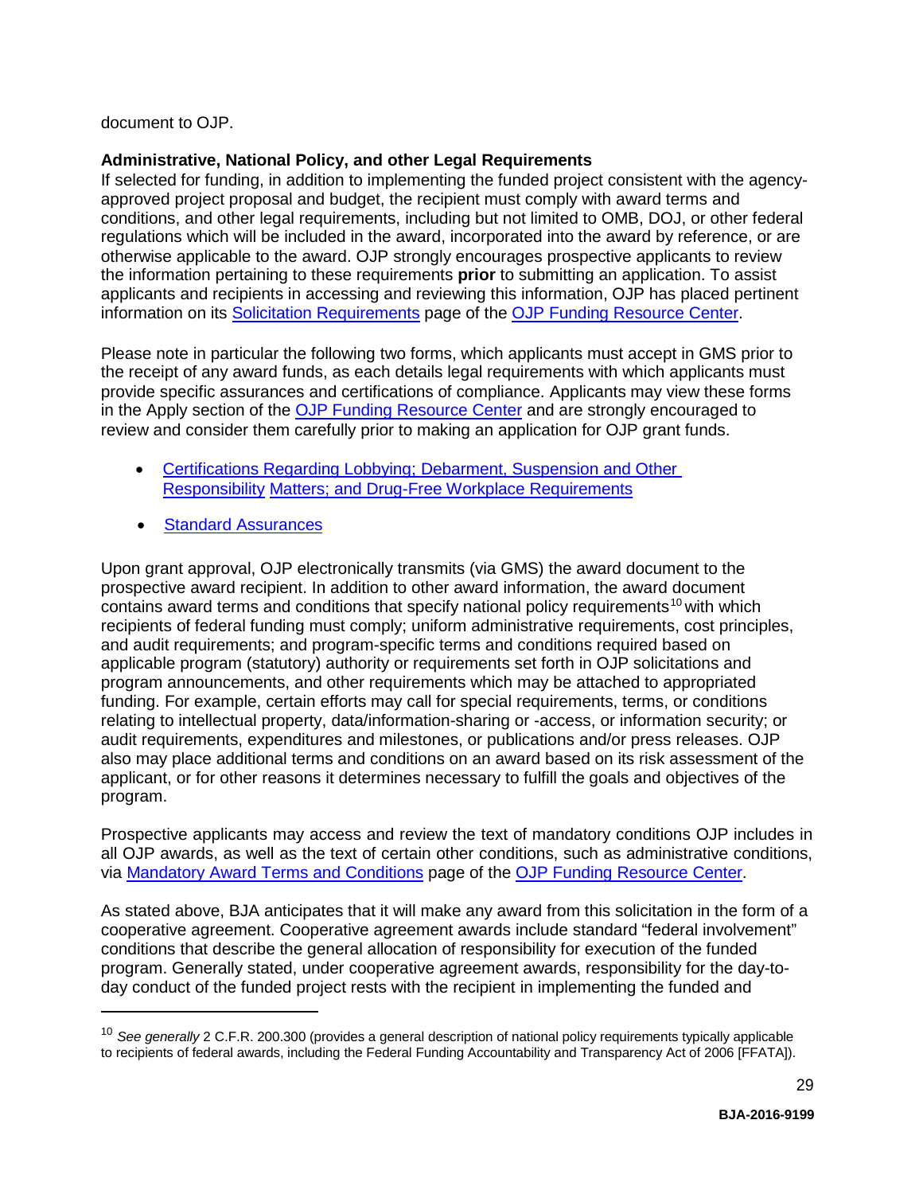document to OJP.

**Administrative, National Policy, and other Legal Requirements**
If selected for funding, in addition to implementing the funded project consistent with the agency-approved project proposal and budget, the recipient must comply with award terms and conditions, and other legal requirements, including but not limited to OMB, DOJ, or other federal regulations which will be included in the award, incorporated into the award by reference, or are otherwise applicable to the award. OJP strongly encourages prospective applicants to review the information pertaining to these requirements **prior** to submitting an application. To assist applicants and recipients in accessing and reviewing this information, OJP has placed pertinent information on its Solicitation Requirements page of the OJP Funding Resource Center.

Please note in particular the following two forms, which applicants must accept in GMS prior to the receipt of any award funds, as each details legal requirements with which applicants must provide specific assurances and certifications of compliance. Applicants may view these forms in the Apply section of the OJP Funding Resource Center and are strongly encouraged to review and consider them carefully prior to making an application for OJP grant funds.

- Certifications Regarding Lobbying; Debarment, Suspension and Other Responsibility Matters; and Drug-Free Workplace Requirements
- Standard Assurances

Upon grant approval, OJP electronically transmits (via GMS) the award document to the prospective award recipient. In addition to other award information, the award document contains award terms and conditions that specify national policy requirements[10] with which recipients of federal funding must comply; uniform administrative requirements, cost principles, and audit requirements; and program-specific terms and conditions required based on applicable program (statutory) authority or requirements set forth in OJP solicitations and program announcements, and other requirements which may be attached to appropriated funding. For example, certain efforts may call for special requirements, terms, or conditions relating to intellectual property, data/information-sharing or -access, or information security; or audit requirements, expenditures and milestones, or publications and/or press releases. OJP also may place additional terms and conditions on an award based on its risk assessment of the applicant, or for other reasons it determines necessary to fulfill the goals and objectives of the program.

Prospective applicants may access and review the text of mandatory conditions OJP includes in all OJP awards, as well as the text of certain other conditions, such as administrative conditions, via Mandatory Award Terms and Conditions page of the OJP Funding Resource Center.

As stated above, BJA anticipates that it will make any award from this solicitation in the form of a cooperative agreement. Cooperative agreement awards include standard "federal involvement" conditions that describe the general allocation of responsibility for execution of the funded program. Generally stated, under cooperative agreement awards, responsibility for the day-to-day conduct of the funded project rests with the recipient in implementing the funded and

[10] *See generally* 2 C.F.R. 200.300 (provides a general description of national policy requirements typically applicable to recipients of federal awards, including the Federal Funding Accountability and Transparency Act of 2006 [FFATA]).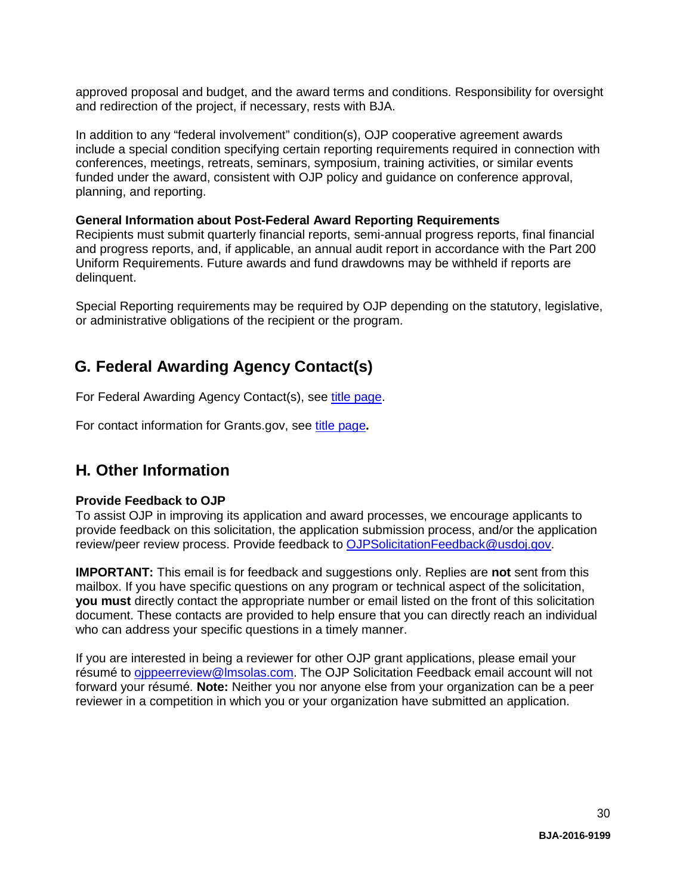approved proposal and budget, and the award terms and conditions. Responsibility for oversight and redirection of the project, if necessary, rests with BJA.

In addition to any "federal involvement" condition(s), OJP cooperative agreement awards include a special condition specifying certain reporting requirements required in connection with conferences, meetings, retreats, seminars, symposium, training activities, or similar events funded under the award, consistent with OJP policy and guidance on conference approval, planning, and reporting.

**General Information about Post-Federal Award Reporting Requirements**
Recipients must submit quarterly financial reports, semi-annual progress reports, final financial and progress reports, and, if applicable, an annual audit report in accordance with the Part 200 Uniform Requirements. Future awards and fund drawdowns may be withheld if reports are delinquent.

Special Reporting requirements may be required by OJP depending on the statutory, legislative, or administrative obligations of the recipient or the program.

## G. Federal Awarding Agency Contact(s)

For Federal Awarding Agency Contact(s), see title page.

For contact information for Grants.gov, see title page**.**

## H. Other Information

**Provide Feedback to OJP**
To assist OJP in improving its application and award processes, we encourage applicants to provide feedback on this solicitation, the application submission process, and/or the application review/peer review process. Provide feedback to OJPSolicitationFeedback@usdoj.gov.

**IMPORTANT:** This email is for feedback and suggestions only. Replies are **not** sent from this mailbox. If you have specific questions on any program or technical aspect of the solicitation, **you must** directly contact the appropriate number or email listed on the front of this solicitation document. These contacts are provided to help ensure that you can directly reach an individual who can address your specific questions in a timely manner.

If you are interested in being a reviewer for other OJP grant applications, please email your résumé to ojppeerreview@lmsolas.com. The OJP Solicitation Feedback email account will not forward your résumé. **Note:** Neither you nor anyone else from your organization can be a peer reviewer in a competition in which you or your organization have submitted an application.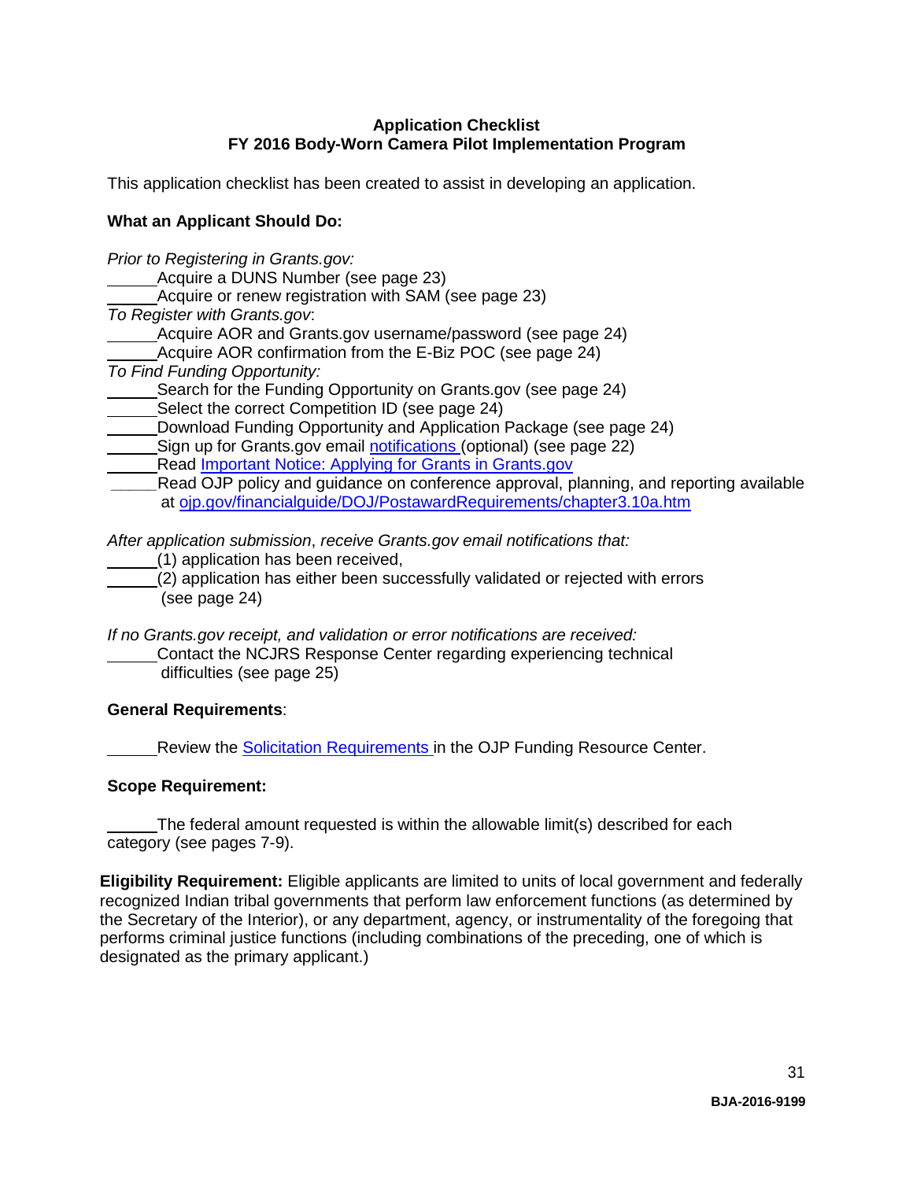**Application Checklist**
**FY 2016 Body-Worn Camera Pilot Implementation Program**

This application checklist has been created to assist in developing an application.

**What an Applicant Should Do:**

*Prior to Registering in Grants.gov:*
______Acquire a DUNS Number (see page 23)
______Acquire or renew registration with SAM (see page 23)
*To Register with Grants.gov*:
______Acquire AOR and Grants.gov username/password (see page 24)
______Acquire AOR confirmation from the E-Biz POC (see page 24)
*To Find Funding Opportunity:*
______Search for the Funding Opportunity on Grants.gov (see page 24)
______Select the correct Competition ID (see page 24)
______Download Funding Opportunity and Application Package (see page 24)
______Sign up for Grants.gov email notifications (optional) (see page 22)
______Read Important Notice: Applying for Grants in Grants.gov
______Read OJP policy and guidance on conference approval, planning, and reporting available at ojp.gov/financialguide/DOJ/PostawardRequirements/chapter3.10a.htm

*After application submission*, *receive Grants.gov email notifications that:*
______(1) application has been received,
______(2) application has either been successfully validated or rejected with errors (see page 24)

*If no Grants.gov receipt, and validation or error notifications are received:*
______Contact the NCJRS Response Center regarding experiencing technical difficulties (see page 25)

**General Requirements**:

______Review the Solicitation Requirements in the OJP Funding Resource Center.

**Scope Requirement:**

______The federal amount requested is within the allowable limit(s) described for each category (see pages 7-9).

**Eligibility Requirement:** Eligible applicants are limited to units of local government and federally recognized Indian tribal governments that perform law enforcement functions (as determined by the Secretary of the Interior), or any department, agency, or instrumentality of the foregoing that performs criminal justice functions (including combinations of the preceding, one of which is designated as the primary applicant.)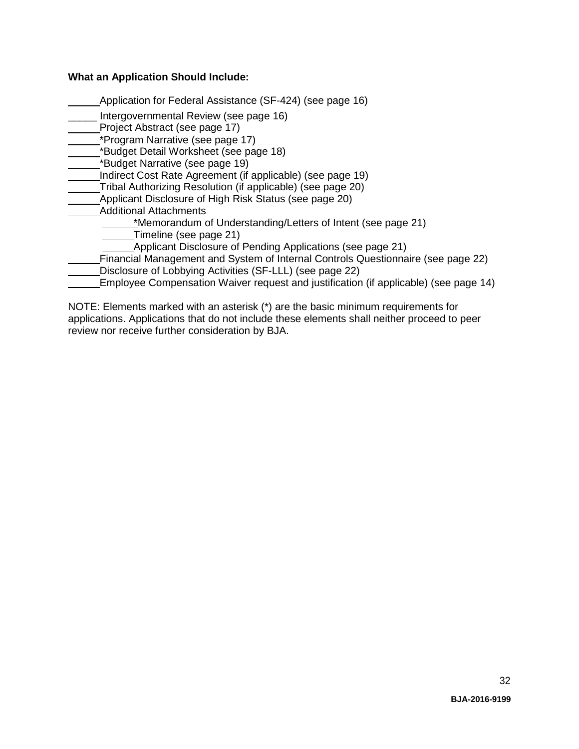**What an Application Should Include:**

______ Application for Federal Assistance (SF-424) (see page 16)
______ Intergovernmental Review (see page 16)
______ Project Abstract (see page 17)
______ *Program Narrative (see page 17)
______ *Budget Detail Worksheet (see page 18)
______ *Budget Narrative (see page 19)
______ Indirect Cost Rate Agreement (if applicable) (see page 19)
______ Tribal Authorizing Resolution (if applicable) (see page 20)
______ Applicant Disclosure of High Risk Status (see page 20)
______ Additional Attachments
    ______ *Memorandum of Understanding/Letters of Intent (see page 21)
    ______ Timeline (see page 21)
    ______ Applicant Disclosure of Pending Applications (see page 21)
______ Financial Management and System of Internal Controls Questionnaire (see page 22)
______ Disclosure of Lobbying Activities (SF-LLL) (see page 22)
______ Employee Compensation Waiver request and justification (if applicable) (see page 14)

NOTE: Elements marked with an asterisk (*) are the basic minimum requirements for applications. Applications that do not include these elements shall neither proceed to peer review nor receive further consideration by BJA.